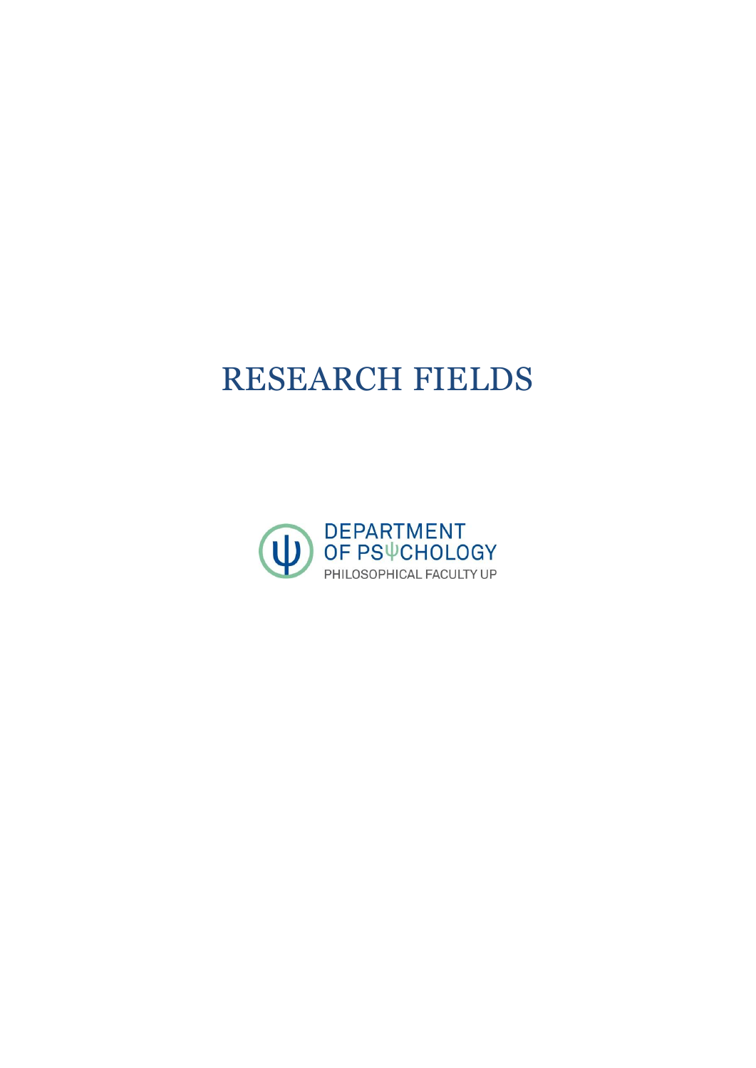# RESEARCH FIELDS

DEPARTMENT
OF PSψCHOLOGY
PHILOSOPHICAL FACULTY UP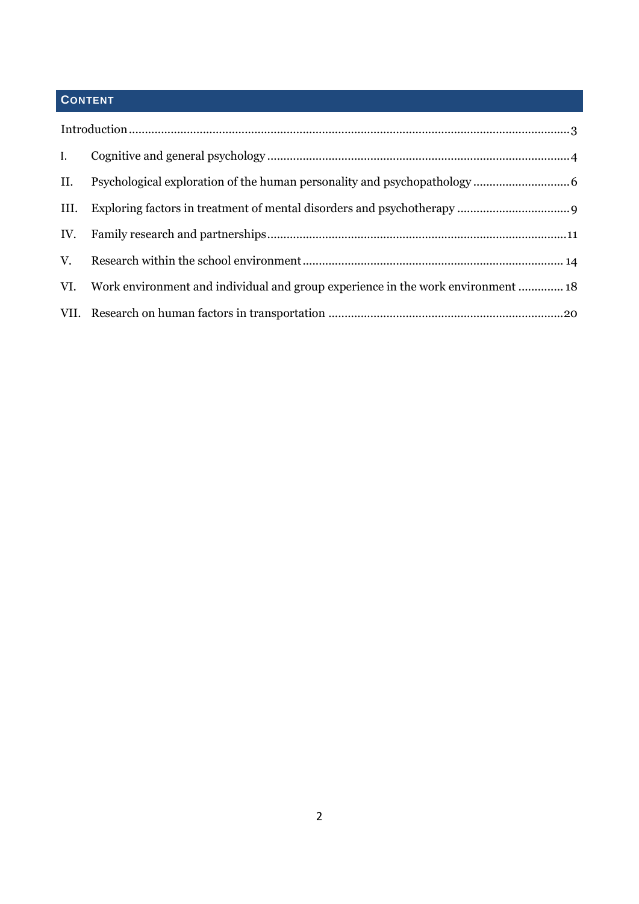## CONTENT

Introduction ........................................................................................................................................ 3

I. Cognitive and general psychology ............................................................................................. 4

II. Psychological exploration of the human personality and psychopathology .............................. 6

III. Exploring factors in treatment of mental disorders and psychotherapy .................................. 9

IV. Family research and partnerships ............................................................................................ 11

V. Research within the school environment ................................................................................ 14

VI. Work environment and individual and group experience in the work environment ............. 18

VII. Research on human factors in transportation ........................................................................ 20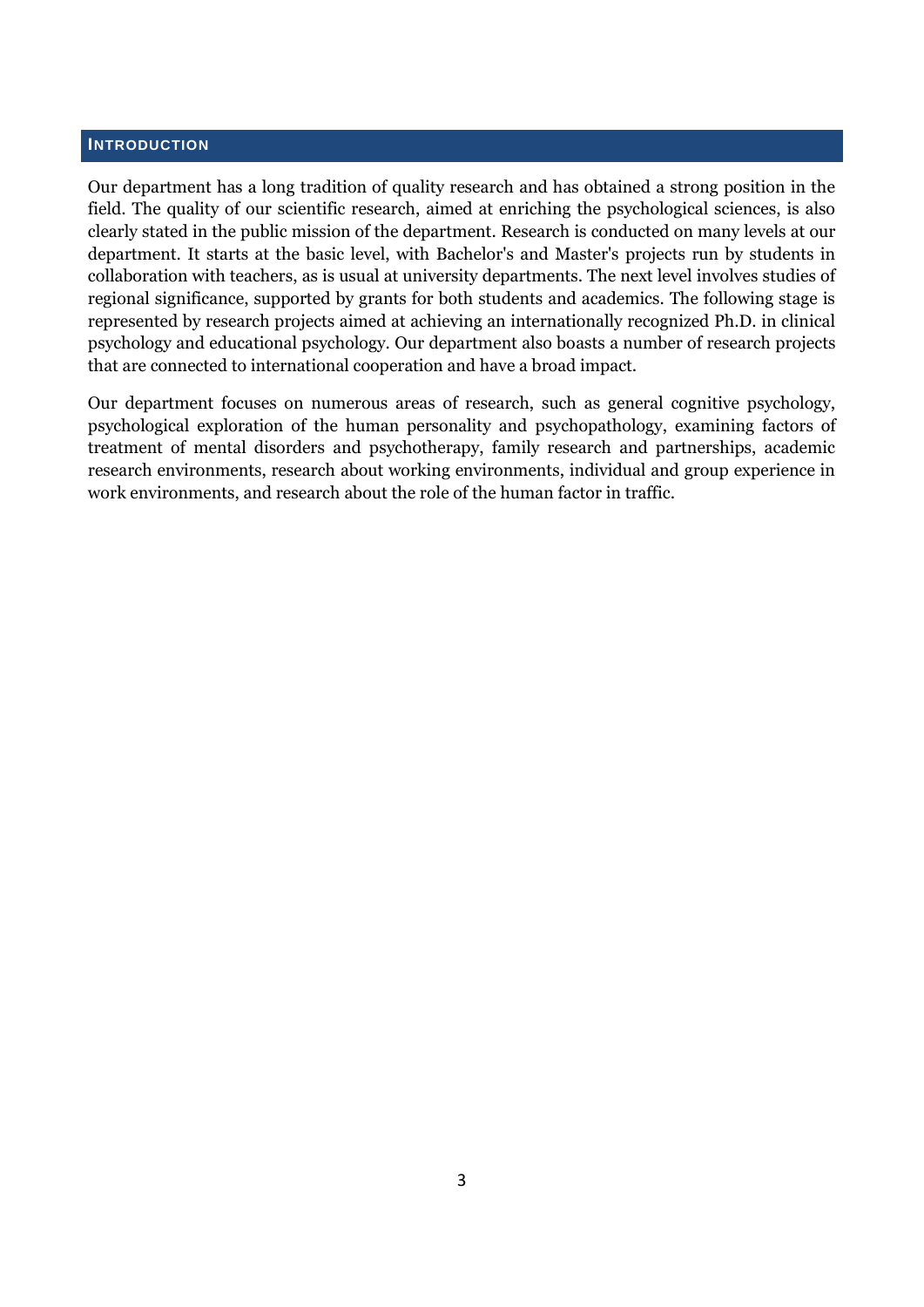## INTRODUCTION

Our department has a long tradition of quality research and has obtained a strong position in the field. The quality of our scientific research, aimed at enriching the psychological sciences, is also clearly stated in the public mission of the department. Research is conducted on many levels at our department. It starts at the basic level, with Bachelor's and Master's projects run by students in collaboration with teachers, as is usual at university departments. The next level involves studies of regional significance, supported by grants for both students and academics. The following stage is represented by research projects aimed at achieving an internationally recognized Ph.D. in clinical psychology and educational psychology. Our department also boasts a number of research projects that are connected to international cooperation and have a broad impact.

Our department focuses on numerous areas of research, such as general cognitive psychology, psychological exploration of the human personality and psychopathology, examining factors of treatment of mental disorders and psychotherapy, family research and partnerships, academic research environments, research about working environments, individual and group experience in work environments, and research about the role of the human factor in traffic.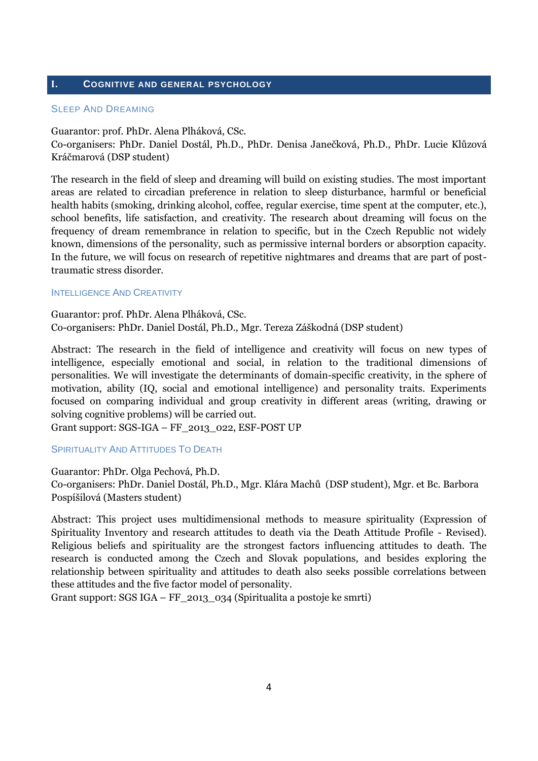# I. Cognitive and General Psychology

## Sleep And Dreaming

Guarantor: prof. PhDr. Alena Plháková, CSc.
Co-organisers: PhDr. Daniel Dostál, Ph.D., PhDr. Denisa Janečková, Ph.D., PhDr. Lucie Klůzová Kráčmarová (DSP student)

The research in the field of sleep and dreaming will build on existing studies. The most important areas are related to circadian preference in relation to sleep disturbance, harmful or beneficial health habits (smoking, drinking alcohol, coffee, regular exercise, time spent at the computer, etc.), school benefits, life satisfaction, and creativity. The research about dreaming will focus on the frequency of dream remembrance in relation to specific, but in the Czech Republic not widely known, dimensions of the personality, such as permissive internal borders or absorption capacity. In the future, we will focus on research of repetitive nightmares and dreams that are part of post-traumatic stress disorder.

## Intelligence And Creativity

Guarantor: prof. PhDr. Alena Plháková, CSc.
Co-organisers: PhDr. Daniel Dostál, Ph.D., Mgr. Tereza Záškodná (DSP student)

Abstract: The research in the field of intelligence and creativity will focus on new types of intelligence, especially emotional and social, in relation to the traditional dimensions of personalities. We will investigate the determinants of domain-specific creativity, in the sphere of motivation, ability (IQ, social and emotional intelligence) and personality traits. Experiments focused on comparing individual and group creativity in different areas (writing, drawing or solving cognitive problems) will be carried out.
Grant support: SGS-IGA – FF_2013_022, ESF-POST UP

## Spirituality And Attitudes To Death

Guarantor: PhDr. Olga Pechová, Ph.D.
Co-organisers: PhDr. Daniel Dostál, Ph.D., Mgr. Klára Machů (DSP student), Mgr. et Bc. Barbora Pospíšilová (Masters student)

Abstract: This project uses multidimensional methods to measure spirituality (Expression of Spirituality Inventory and research attitudes to death via the Death Attitude Profile - Revised). Religious beliefs and spirituality are the strongest factors influencing attitudes to death. The research is conducted among the Czech and Slovak populations, and besides exploring the relationship between spirituality and attitudes to death also seeks possible correlations between these attitudes and the five factor model of personality.
Grant support: SGS IGA – FF_2013_034 (Spiritualita a postoje ke smrti)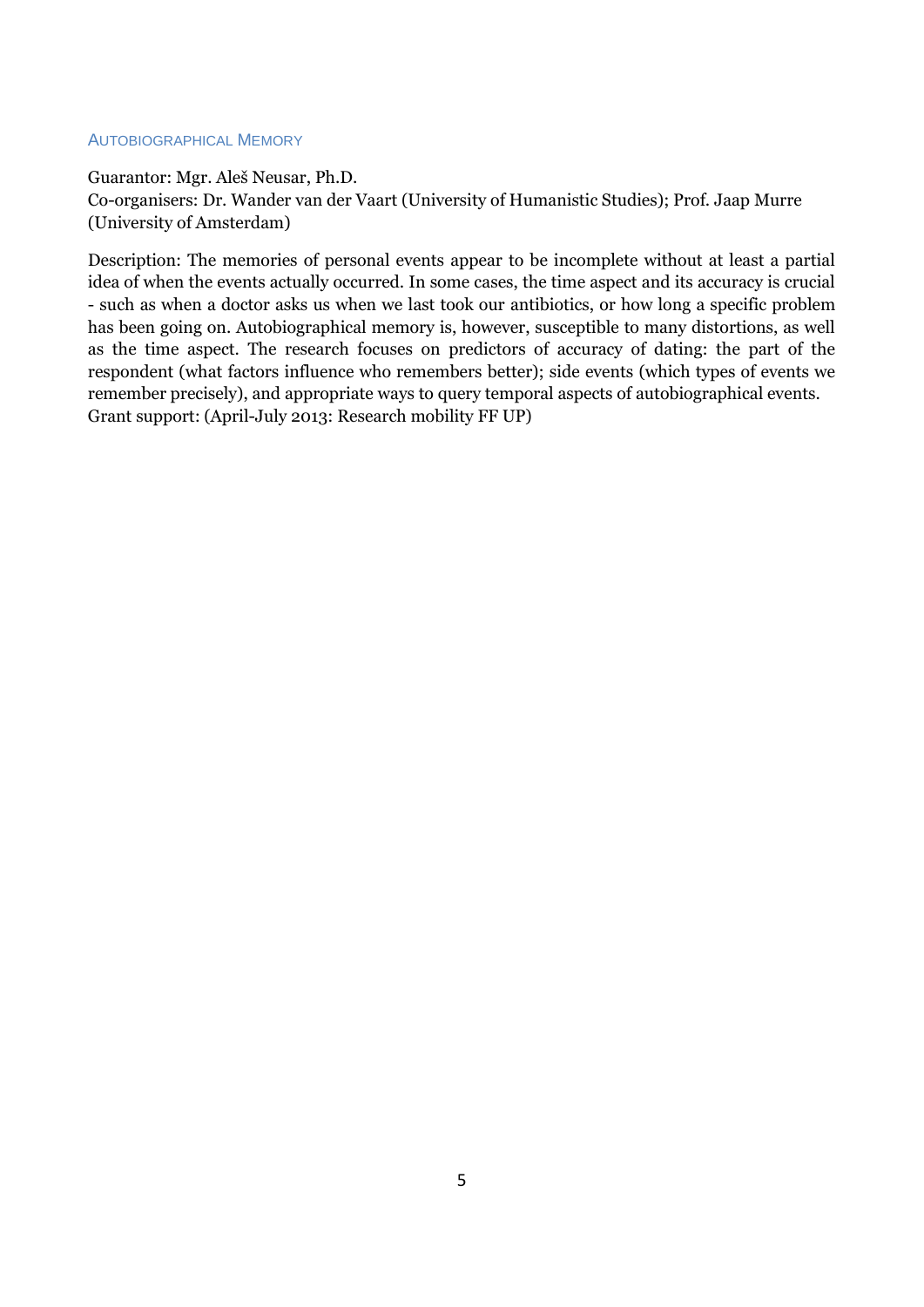### Autobiographical Memory

Guarantor: Mgr. Aleš Neusar, Ph.D.
Co-organisers: Dr. Wander van der Vaart (University of Humanistic Studies); Prof. Jaap Murre (University of Amsterdam)

Description: The memories of personal events appear to be incomplete without at least a partial idea of when the events actually occurred. In some cases, the time aspect and its accuracy is crucial - such as when a doctor asks us when we last took our antibiotics, or how long a specific problem has been going on. Autobiographical memory is, however, susceptible to many distortions, as well as the time aspect. The research focuses on predictors of accuracy of dating: the part of the respondent (what factors influence who remembers better); side events (which types of events we remember precisely), and appropriate ways to query temporal aspects of autobiographical events.
Grant support: (April-July 2013: Research mobility FF UP)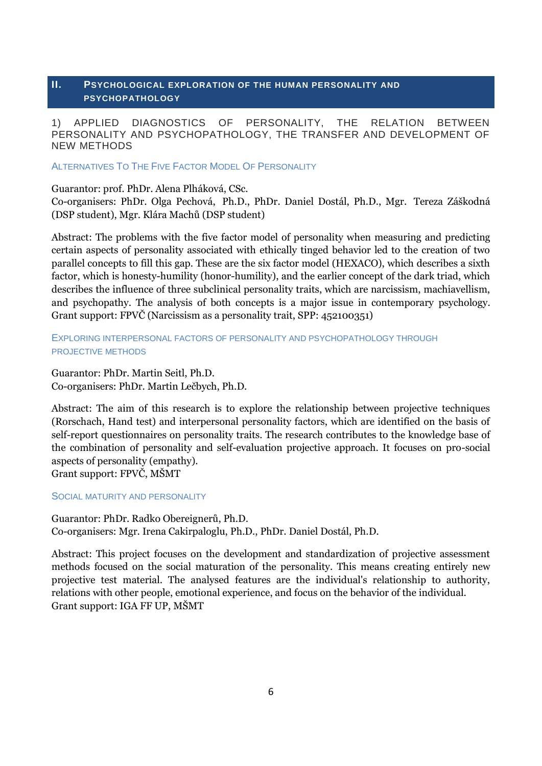# II. Psychological exploration of the human personality and psychopathology

## 1) APPLIED DIAGNOSTICS OF PERSONALITY, THE RELATION BETWEEN PERSONALITY AND PSYCHOPATHOLOGY, THE TRANSFER AND DEVELOPMENT OF NEW METHODS

### Alternatives To The Five Factor Model Of Personality

Guarantor: prof. PhDr. Alena Plháková, CSc.
Co-organisers: PhDr. Olga Pechová, Ph.D., PhDr. Daniel Dostál, Ph.D., Mgr. Tereza Záškodná (DSP student), Mgr. Klára Machů (DSP student)

Abstract: The problems with the five factor model of personality when measuring and predicting certain aspects of personality associated with ethically tinged behavior led to the creation of two parallel concepts to fill this gap. These are the six factor model (HEXACO), which describes a sixth factor, which is honesty-humility (honor-humility), and the earlier concept of the dark triad, which describes the influence of three subclinical personality traits, which are narcissism, machiavellism, and psychopathy. The analysis of both concepts is a major issue in contemporary psychology.
Grant support: FPVČ (Narcissism as a personality trait, SPP: 452100351)

### Exploring interpersonal factors of personality and psychopathology through projective methods

Guarantor: PhDr. Martin Seitl, Ph.D.
Co-organisers: PhDr. Martin Lečbych, Ph.D.

Abstract: The aim of this research is to explore the relationship between projective techniques (Rorschach, Hand test) and interpersonal personality factors, which are identified on the basis of self-report questionnaires on personality traits. The research contributes to the knowledge base of the combination of personality and self-evaluation projective approach. It focuses on pro-social aspects of personality (empathy).
Grant support: FPVČ, MŠMT

### Social maturity and personality

Guarantor: PhDr. Radko Obereignerů, Ph.D.
Co-organisers: Mgr. Irena Cakirpaloglu, Ph.D., PhDr. Daniel Dostál, Ph.D.

Abstract: This project focuses on the development and standardization of projective assessment methods focused on the social maturation of the personality. This means creating entirely new projective test material. The analysed features are the individual's relationship to authority, relations with other people, emotional experience, and focus on the behavior of the individual.
Grant support: IGA FF UP, MŠMT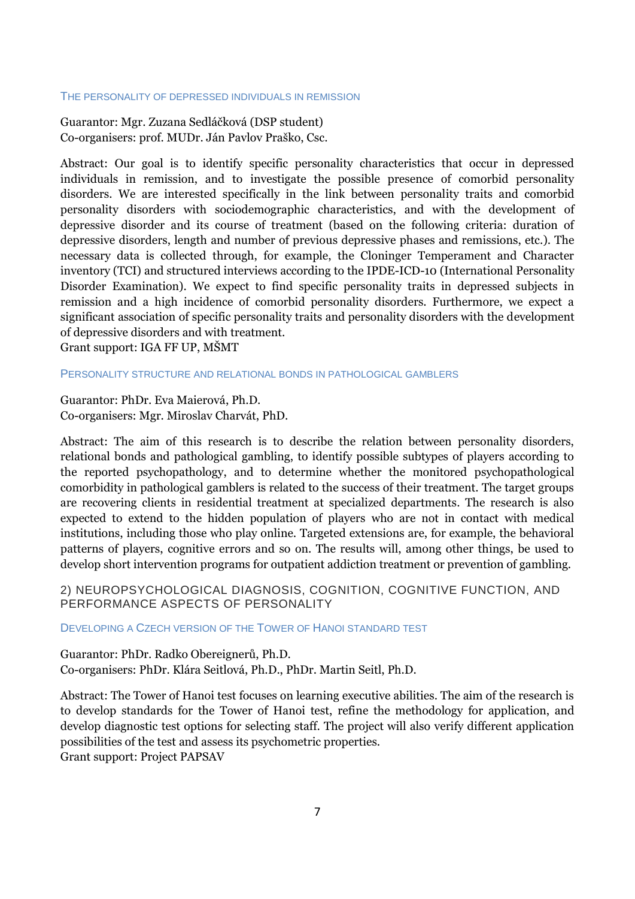### The personality of depressed individuals in remission

Guarantor: Mgr. Zuzana Sedláčková (DSP student)
Co-organisers: prof. MUDr. Ján Pavlov Praško, Csc.

Abstract: Our goal is to identify specific personality characteristics that occur in depressed individuals in remission, and to investigate the possible presence of comorbid personality disorders. We are interested specifically in the link between personality traits and comorbid personality disorders with sociodemographic characteristics, and with the development of depressive disorder and its course of treatment (based on the following criteria: duration of depressive disorders, length and number of previous depressive phases and remissions, etc.). The necessary data is collected through, for example, the Cloninger Temperament and Character inventory (TCI) and structured interviews according to the IPDE-ICD-10 (International Personality Disorder Examination). We expect to find specific personality traits in depressed subjects in remission and a high incidence of comorbid personality disorders. Furthermore, we expect a significant association of specific personality traits and personality disorders with the development of depressive disorders and with treatment.
Grant support: IGA FF UP, MŠMT

### Personality structure and relational bonds in pathological gamblers

Guarantor: PhDr. Eva Maierová, Ph.D.
Co-organisers: Mgr. Miroslav Charvát, PhD.

Abstract: The aim of this research is to describe the relation between personality disorders, relational bonds and pathological gambling, to identify possible subtypes of players according to the reported psychopathology, and to determine whether the monitored psychopathological comorbidity in pathological gamblers is related to the success of their treatment. The target groups are recovering clients in residential treatment at specialized departments. The research is also expected to extend to the hidden population of players who are not in contact with medical institutions, including those who play online. Targeted extensions are, for example, the behavioral patterns of players, cognitive errors and so on. The results will, among other things, be used to develop short intervention programs for outpatient addiction treatment or prevention of gambling.

## 2) Neuropsychological diagnosis, cognition, cognitive function, and performance aspects of personality

### Developing a Czech version of the Tower of Hanoi standard test

Guarantor: PhDr. Radko Obereignerů, Ph.D.
Co-organisers: PhDr. Klára Seitlová, Ph.D., PhDr. Martin Seitl, Ph.D.

Abstract: The Tower of Hanoi test focuses on learning executive abilities. The aim of the research is to develop standards for the Tower of Hanoi test, refine the methodology for application, and develop diagnostic test options for selecting staff. The project will also verify different application possibilities of the test and assess its psychometric properties.
Grant support: Project PAPSAV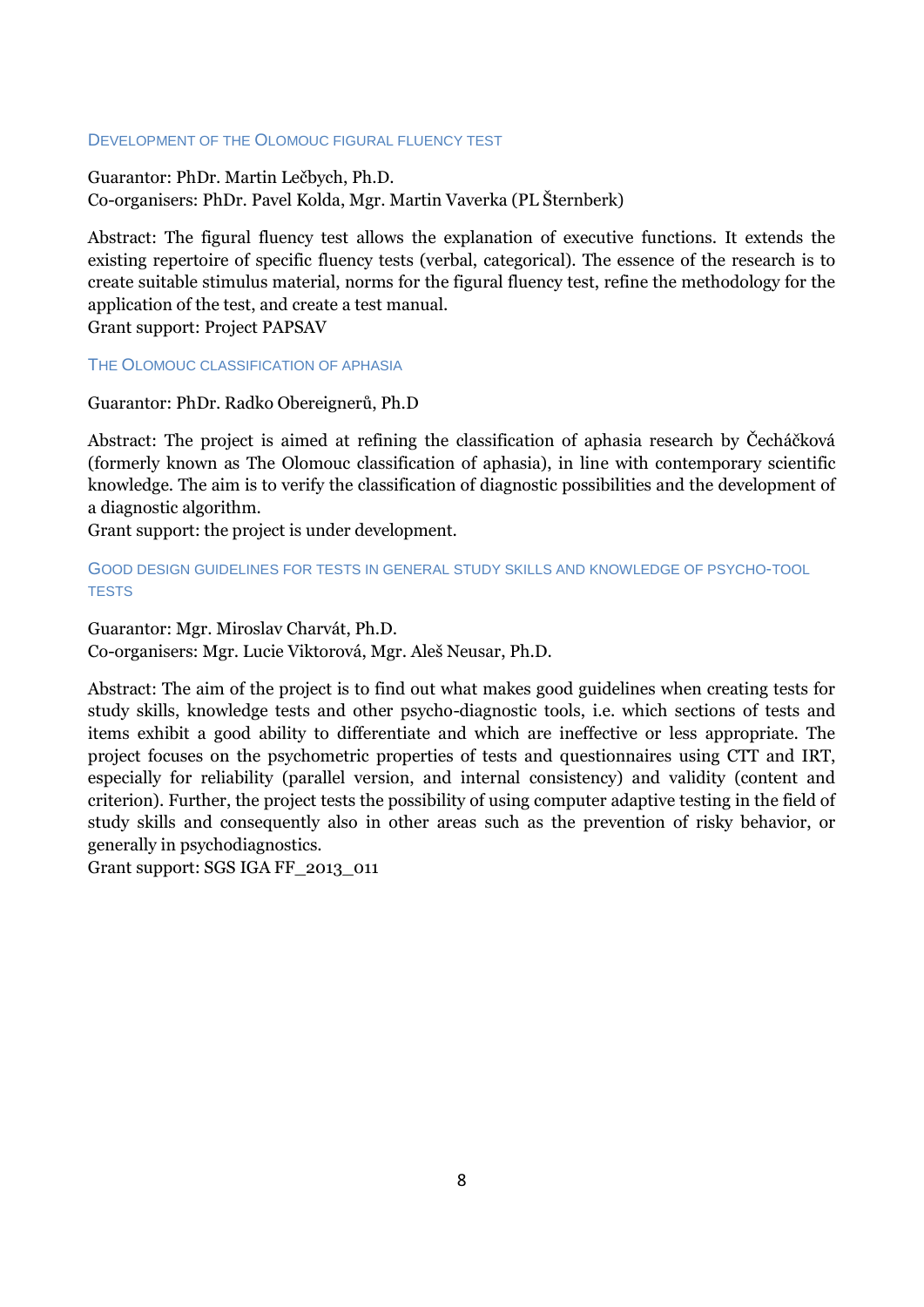### Development of the Olomouc figural fluency test

Guarantor: PhDr. Martin Lečbych, Ph.D.
Co-organisers: PhDr. Pavel Kolda, Mgr. Martin Vaverka (PL Šternberk)

Abstract: The figural fluency test allows the explanation of executive functions. It extends the existing repertoire of specific fluency tests (verbal, categorical). The essence of the research is to create suitable stimulus material, norms for the figural fluency test, refine the methodology for the application of the test, and create a test manual.
Grant support: Project PAPSAV

### The Olomouc classification of aphasia

Guarantor: PhDr. Radko Obereignerů, Ph.D

Abstract: The project is aimed at refining the classification of aphasia research by Čecháčková (formerly known as The Olomouc classification of aphasia), in line with contemporary scientific knowledge. The aim is to verify the classification of diagnostic possibilities and the development of a diagnostic algorithm.
Grant support: the project is under development.

### Good design guidelines for tests in general study skills and knowledge of psycho-tool tests

Guarantor: Mgr. Miroslav Charvát, Ph.D.
Co-organisers: Mgr. Lucie Viktorová, Mgr. Aleš Neusar, Ph.D.

Abstract: The aim of the project is to find out what makes good guidelines when creating tests for study skills, knowledge tests and other psycho-diagnostic tools, i.e. which sections of tests and items exhibit a good ability to differentiate and which are ineffective or less appropriate. The project focuses on the psychometric properties of tests and questionnaires using CTT and IRT, especially for reliability (parallel version, and internal consistency) and validity (content and criterion). Further, the project tests the possibility of using computer adaptive testing in the field of study skills and consequently also in other areas such as the prevention of risky behavior, or generally in psychodiagnostics.
Grant support: SGS IGA FF_2013_011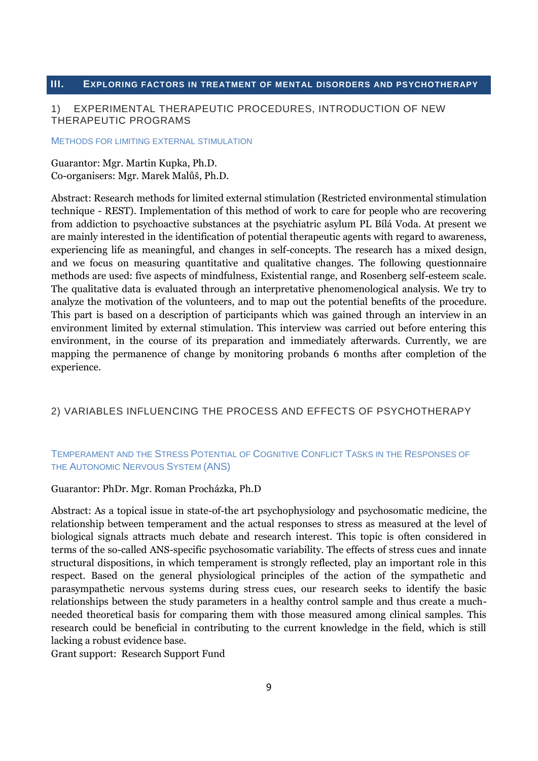## III. Exploring factors in treatment of mental disorders and psychotherapy

### 1) EXPERIMENTAL THERAPEUTIC PROCEDURES, INTRODUCTION OF NEW THERAPEUTIC PROGRAMS

#### Methods for limiting external stimulation

Guarantor: Mgr. Martin Kupka, Ph.D.
Co-organisers: Mgr. Marek Malůš, Ph.D.

Abstract: Research methods for limited external stimulation (Restricted environmental stimulation technique - REST). Implementation of this method of work to care for people who are recovering from addiction to psychoactive substances at the psychiatric asylum PL Bílá Voda. At present we are mainly interested in the identification of potential therapeutic agents with regard to awareness, experiencing life as meaningful, and changes in self-concepts. The research has a mixed design, and we focus on measuring quantitative and qualitative changes. The following questionnaire methods are used: five aspects of mindfulness, Existential range, and Rosenberg self-esteem scale. The qualitative data is evaluated through an interpretative phenomenological analysis. We try to analyze the motivation of the volunteers, and to map out the potential benefits of the procedure. This part is based on a description of participants which was gained through an interview in an environment limited by external stimulation. This interview was carried out before entering this environment, in the course of its preparation and immediately afterwards. Currently, we are mapping the permanence of change by monitoring probands 6 months after completion of the experience.

### 2) VARIABLES INFLUENCING THE PROCESS AND EFFECTS OF PSYCHOTHERAPY

#### Temperament and the Stress Potential of Cognitive Conflict Tasks in the Responses of the Autonomic Nervous System (ANS)

Guarantor: PhDr. Mgr. Roman Procházka, Ph.D

Abstract: As a topical issue in state-of-the art psychophysiology and psychosomatic medicine, the relationship between temperament and the actual responses to stress as measured at the level of biological signals attracts much debate and research interest. This topic is often considered in terms of the so-called ANS-specific psychosomatic variability. The effects of stress cues and innate structural dispositions, in which temperament is strongly reflected, play an important role in this respect. Based on the general physiological principles of the action of the sympathetic and parasympathetic nervous systems during stress cues, our research seeks to identify the basic relationships between the study parameters in a healthy control sample and thus create a much-needed theoretical basis for comparing them with those measured among clinical samples. This research could be beneficial in contributing to the current knowledge in the field, which is still lacking a robust evidence base.
Grant support: Research Support Fund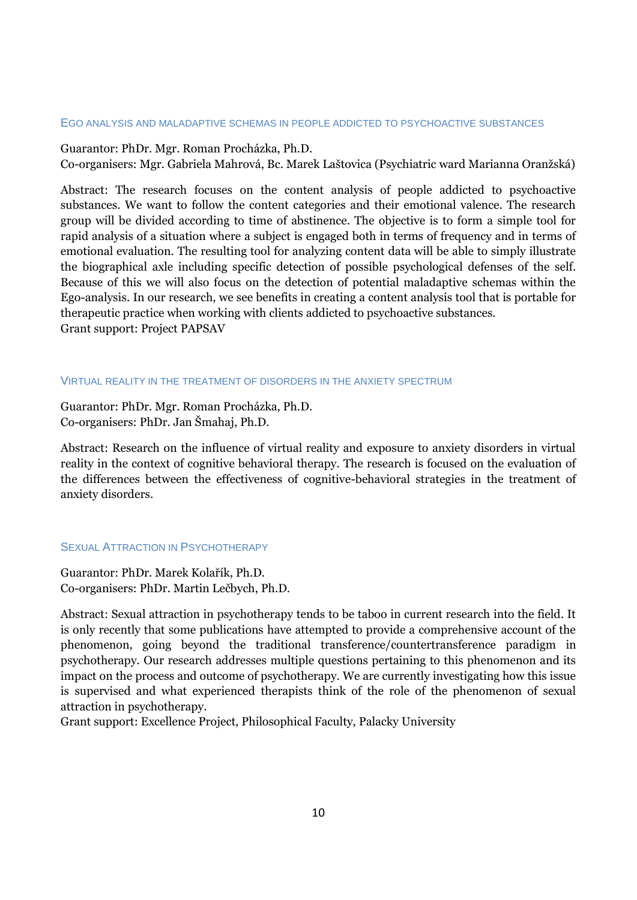### Ego analysis and maladaptive schemas in people addicted to psychoactive substances

Guarantor: PhDr. Mgr. Roman Procházka, Ph.D.
Co-organisers: Mgr. Gabriela Mahrová, Bc. Marek Laštovica (Psychiatric ward Marianna Oranžská)

Abstract: The research focuses on the content analysis of people addicted to psychoactive substances. We want to follow the content categories and their emotional valence. The research group will be divided according to time of abstinence. The objective is to form a simple tool for rapid analysis of a situation where a subject is engaged both in terms of frequency and in terms of emotional evaluation. The resulting tool for analyzing content data will be able to simply illustrate the biographical axle including specific detection of possible psychological defenses of the self. Because of this we will also focus on the detection of potential maladaptive schemas within the Ego-analysis. In our research, we see benefits in creating a content analysis tool that is portable for therapeutic practice when working with clients addicted to psychoactive substances.
Grant support: Project PAPSAV

### Virtual reality in the treatment of disorders in the anxiety spectrum

Guarantor: PhDr. Mgr. Roman Procházka, Ph.D.
Co-organisers: PhDr. Jan Šmahaj, Ph.D.

Abstract: Research on the influence of virtual reality and exposure to anxiety disorders in virtual reality in the context of cognitive behavioral therapy. The research is focused on the evaluation of the differences between the effectiveness of cognitive-behavioral strategies in the treatment of anxiety disorders.

### Sexual Attraction in Psychotherapy

Guarantor: PhDr. Marek Kolařík, Ph.D.
Co-organisers: PhDr. Martin Lečbych, Ph.D.

Abstract: Sexual attraction in psychotherapy tends to be taboo in current research into the field. It is only recently that some publications have attempted to provide a comprehensive account of the phenomenon, going beyond the traditional transference/countertransference paradigm in psychotherapy. Our research addresses multiple questions pertaining to this phenomenon and its impact on the process and outcome of psychotherapy. We are currently investigating how this issue is supervised and what experienced therapists think of the role of the phenomenon of sexual attraction in psychotherapy.
Grant support: Excellence Project, Philosophical Faculty, Palacky University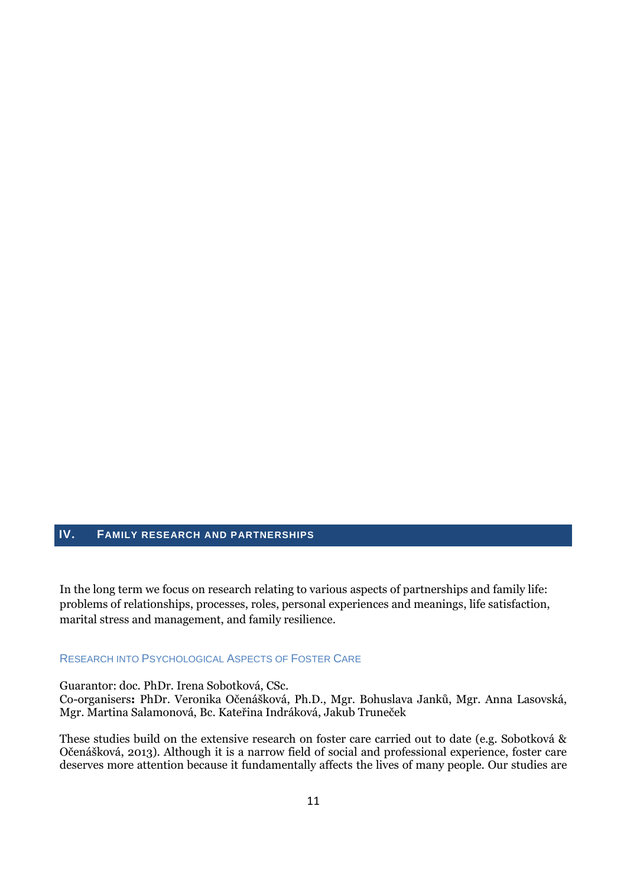## IV. Family research and partnerships

In the long term we focus on research relating to various aspects of partnerships and family life: problems of relationships, processes, roles, personal experiences and meanings, life satisfaction, marital stress and management, and family resilience.

### Research into Psychological Aspects of Foster Care

Guarantor: doc. PhDr. Irena Sobotková, CSc.
Co-organisers**:** PhDr. Veronika Očenášková, Ph.D., Mgr. Bohuslava Janků, Mgr. Anna Lasovská, Mgr. Martina Salamonová, Bc. Kateřina Indráková, Jakub Truneček

These studies build on the extensive research on foster care carried out to date (e.g. Sobotková & Očenášková, 2013). Although it is a narrow field of social and professional experience, foster care deserves more attention because it fundamentally affects the lives of many people. Our studies are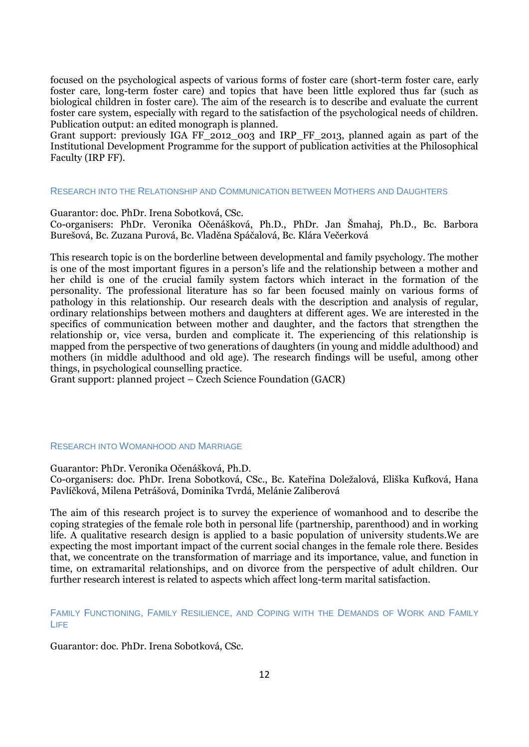focused on the psychological aspects of various forms of foster care (short-term foster care, early foster care, long-term foster care) and topics that have been little explored thus far (such as biological children in foster care). The aim of the research is to describe and evaluate the current foster care system, especially with regard to the satisfaction of the psychological needs of children.
Publication output: an edited monograph is planned.
Grant support: previously IGA FF_2012_003 and IRP_FF_2013, planned again as part of the Institutional Development Programme for the support of publication activities at the Philosophical Faculty (IRP FF).

### Research into the Relationship and Communication between Mothers and Daughters

Guarantor: doc. PhDr. Irena Sobotková, CSc.
Co-organisers: PhDr. Veronika Očenášková, Ph.D., PhDr. Jan Šmahaj, Ph.D., Bc. Barbora Burešová, Bc. Zuzana Purová, Bc. Vladěna Spáčalová, Bc. Klára Večerková

This research topic is on the borderline between developmental and family psychology. The mother is one of the most important figures in a person's life and the relationship between a mother and her child is one of the crucial family system factors which interact in the formation of the personality. The professional literature has so far been focused mainly on various forms of pathology in this relationship. Our research deals with the description and analysis of regular, ordinary relationships between mothers and daughters at different ages. We are interested in the specifics of communication between mother and daughter, and the factors that strengthen the relationship or, vice versa, burden and complicate it. The experiencing of this relationship is mapped from the perspective of two generations of daughters (in young and middle adulthood) and mothers (in middle adulthood and old age). The research findings will be useful, among other things, in psychological counselling practice.
Grant support: planned project – Czech Science Foundation (GACR)

### Research into Womanhood and Marriage

Guarantor: PhDr. Veronika Očenášková, Ph.D.
Co-organisers: doc. PhDr. Irena Sobotková, CSc., Bc. Kateřina Doležalová, Eliška Kufková, Hana Pavlíčková, Milena Petrášová, Dominika Tvrdá, Melánie Zaliberová

The aim of this research project is to survey the experience of womanhood and to describe the coping strategies of the female role both in personal life (partnership, parenthood) and in working life. A qualitative research design is applied to a basic population of university students.We are expecting the most important impact of the current social changes in the female role there. Besides that, we concentrate on the transformation of marriage and its importance, value, and function in time, on extramarital relationships, and on divorce from the perspective of adult children. Our further research interest is related to aspects which affect long-term marital satisfaction.

### Family Functioning, Family Resilience, and Coping with the Demands of Work and Family Life

Guarantor: doc. PhDr. Irena Sobotková, CSc.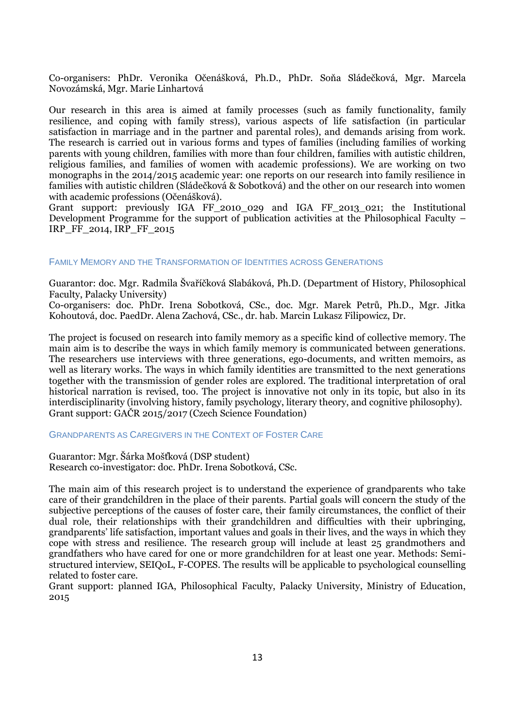Co-organisers: PhDr. Veronika Očenášková, Ph.D., PhDr. Soňa Sládečková, Mgr. Marcela Novozámská, Mgr. Marie Linhartová

Our research in this area is aimed at family processes (such as family functionality, family resilience, and coping with family stress), various aspects of life satisfaction (in particular satisfaction in marriage and in the partner and parental roles), and demands arising from work. The research is carried out in various forms and types of families (including families of working parents with young children, families with more than four children, families with autistic children, religious families, and families of women with academic professions). We are working on two monographs in the 2014/2015 academic year: one reports on our research into family resilience in families with autistic children (Sládečková & Sobotková) and the other on our research into women with academic professions (Očenášková).
Grant support: previously IGA FF_2010_029 and IGA FF_2013_021; the Institutional Development Programme for the support of publication activities at the Philosophical Faculty – IRP_FF_2014, IRP_FF_2015

### Family Memory and the Transformation of Identities across Generations

Guarantor: doc. Mgr. Radmila Švaříčková Slabáková, Ph.D. (Department of History, Philosophical Faculty, Palacky University)
Co-organisers: doc. PhDr. Irena Sobotková, CSc., doc. Mgr. Marek Petrů, Ph.D., Mgr. Jitka Kohoutová, doc. PaedDr. Alena Zachová, CSc., dr. hab. Marcin Lukasz Filipowicz, Dr.

The project is focused on research into family memory as a specific kind of collective memory. The main aim is to describe the ways in which family memory is communicated between generations. The researchers use interviews with three generations, ego-documents, and written memoirs, as well as literary works. The ways in which family identities are transmitted to the next generations together with the transmission of gender roles are explored. The traditional interpretation of oral historical narration is revised, too. The project is innovative not only in its topic, but also in its interdisciplinarity (involving history, family psychology, literary theory, and cognitive philosophy).
Grant support: GAČR 2015/2017 (Czech Science Foundation)

### Grandparents as Caregivers in the Context of Foster Care

Guarantor: Mgr. Šárka Mošťková (DSP student)
Research co-investigator: doc. PhDr. Irena Sobotková, CSc.

The main aim of this research project is to understand the experience of grandparents who take care of their grandchildren in the place of their parents. Partial goals will concern the study of the subjective perceptions of the causes of foster care, their family circumstances, the conflict of their dual role, their relationships with their grandchildren and difficulties with their upbringing, grandparents' life satisfaction, important values and goals in their lives, and the ways in which they cope with stress and resilience. The research group will include at least 25 grandmothers and grandfathers who have cared for one or more grandchildren for at least one year. Methods: Semi-structured interview, SEIQoL, F-COPES. The results will be applicable to psychological counselling related to foster care.
Grant support: planned IGA, Philosophical Faculty, Palacky University, Ministry of Education, 2015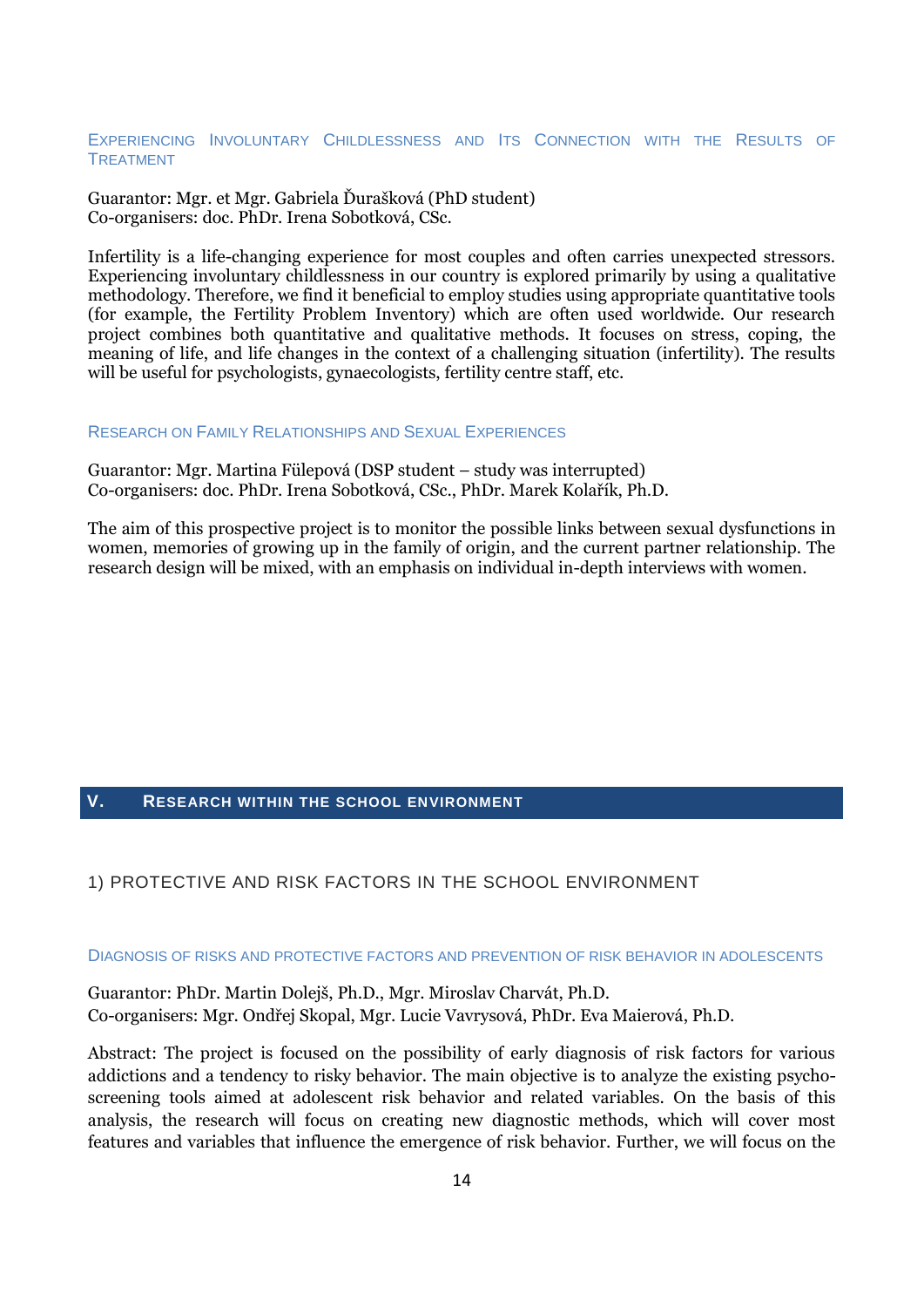### Experiencing Involuntary Childlessness and Its Connection with the Results of Treatment

Guarantor: Mgr. et Mgr. Gabriela Ďurašková (PhD student)
Co-organisers: doc. PhDr. Irena Sobotková, CSc.

Infertility is a life-changing experience for most couples and often carries unexpected stressors. Experiencing involuntary childlessness in our country is explored primarily by using a qualitative methodology. Therefore, we find it beneficial to employ studies using appropriate quantitative tools (for example, the Fertility Problem Inventory) which are often used worldwide. Our research project combines both quantitative and qualitative methods. It focuses on stress, coping, the meaning of life, and life changes in the context of a challenging situation (infertility). The results will be useful for psychologists, gynaecologists, fertility centre staff, etc.

### Research on Family Relationships and Sexual Experiences

Guarantor: Mgr. Martina Fülepová (DSP student – study was interrupted)
Co-organisers: doc. PhDr. Irena Sobotková, CSc., PhDr. Marek Kolařík, Ph.D.

The aim of this prospective project is to monitor the possible links between sexual dysfunctions in women, memories of growing up in the family of origin, and the current partner relationship. The research design will be mixed, with an emphasis on individual in-depth interviews with women.

# V. Research within the school environment

## 1) PROTECTIVE AND RISK FACTORS IN THE SCHOOL ENVIRONMENT

### Diagnosis of risks and protective factors and prevention of risk behavior in adolescents

Guarantor: PhDr. Martin Dolejš, Ph.D., Mgr. Miroslav Charvát, Ph.D.
Co-organisers: Mgr. Ondřej Skopal, Mgr. Lucie Vavrysová, PhDr. Eva Maierová, Ph.D.

Abstract: The project is focused on the possibility of early diagnosis of risk factors for various addictions and a tendency to risky behavior. The main objective is to analyze the existing psycho-screening tools aimed at adolescent risk behavior and related variables. On the basis of this analysis, the research will focus on creating new diagnostic methods, which will cover most features and variables that influence the emergence of risk behavior. Further, we will focus on the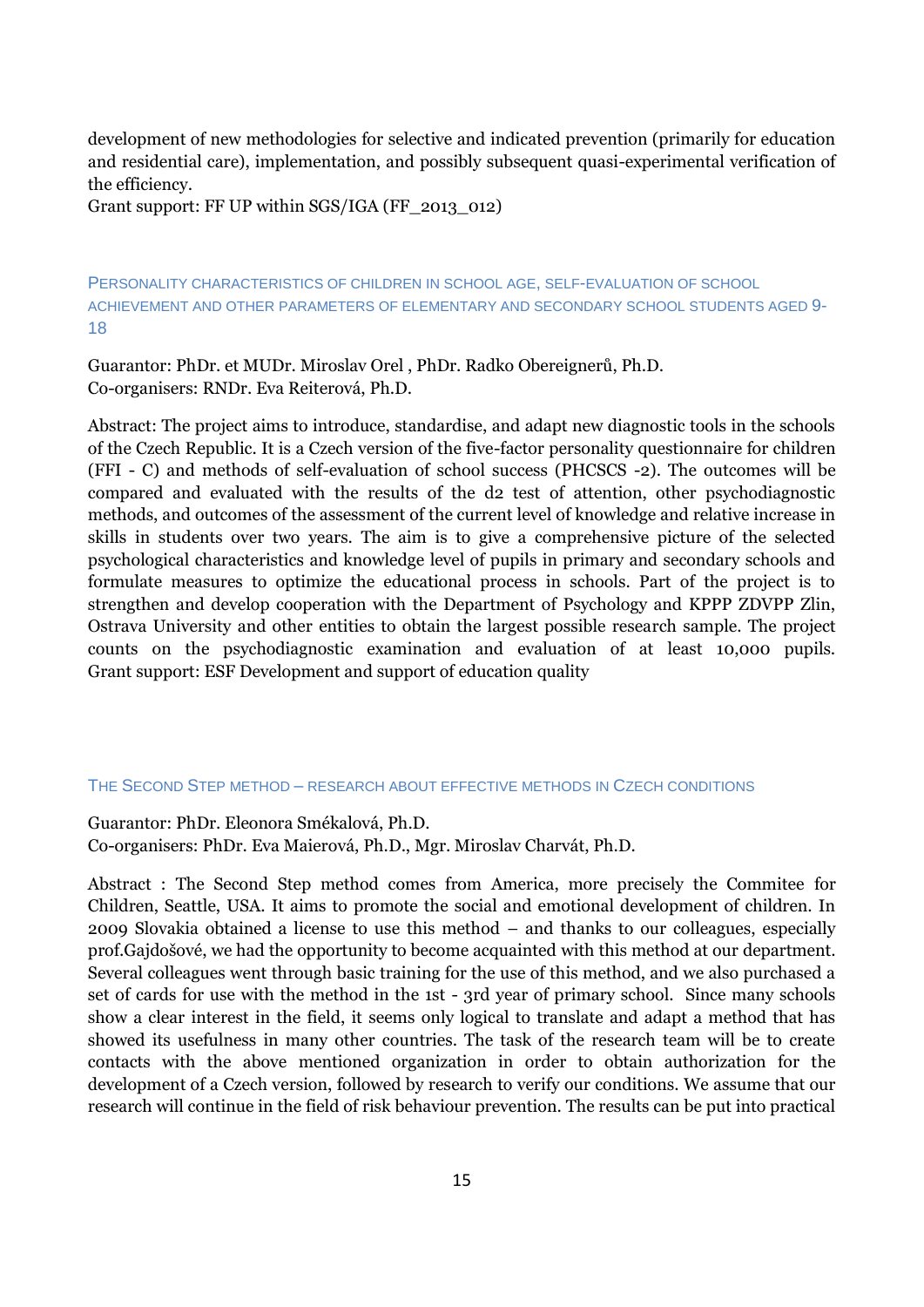development of new methodologies for selective and indicated prevention (primarily for education and residential care), implementation, and possibly subsequent quasi-experimental verification of the efficiency.
Grant support: FF UP within SGS/IGA (FF_2013_012)

### Personality characteristics of children in school age, self-evaluation of school achievement and other parameters of elementary and secondary school students aged 9-18

Guarantor: PhDr. et MUDr. Miroslav Orel , PhDr. Radko Obereignerů, Ph.D.
Co-organisers: RNDr. Eva Reiterová, Ph.D.

Abstract: The project aims to introduce, standardise, and adapt new diagnostic tools in the schools of the Czech Republic. It is a Czech version of the five-factor personality questionnaire for children (FFI - C) and methods of self-evaluation of school success (PHCSCS -2). The outcomes will be compared and evaluated with the results of the d2 test of attention, other psychodiagnostic methods, and outcomes of the assessment of the current level of knowledge and relative increase in skills in students over two years. The aim is to give a comprehensive picture of the selected psychological characteristics and knowledge level of pupils in primary and secondary schools and formulate measures to optimize the educational process in schools. Part of the project is to strengthen and develop cooperation with the Department of Psychology and KPPP ZDVPP Zlin, Ostrava University and other entities to obtain the largest possible research sample. The project counts on the psychodiagnostic examination and evaluation of at least 10,000 pupils. Grant support: ESF Development and support of education quality

### The Second Step method – research about effective methods in Czech conditions

Guarantor: PhDr. Eleonora Smékalová, Ph.D.
Co-organisers: PhDr. Eva Maierová, Ph.D., Mgr. Miroslav Charvát, Ph.D.

Abstract : The Second Step method comes from America, more precisely the Commitee for Children, Seattle, USA. It aims to promote the social and emotional development of children. In 2009 Slovakia obtained a license to use this method – and thanks to our colleagues, especially prof.Gajdošové, we had the opportunity to become acquainted with this method at our department. Several colleagues went through basic training for the use of this method, and we also purchased a set of cards for use with the method in the 1st - 3rd year of primary school. Since many schools show a clear interest in the field, it seems only logical to translate and adapt a method that has showed its usefulness in many other countries. The task of the research team will be to create contacts with the above mentioned organization in order to obtain authorization for the development of a Czech version, followed by research to verify our conditions. We assume that our research will continue in the field of risk behaviour prevention. The results can be put into practical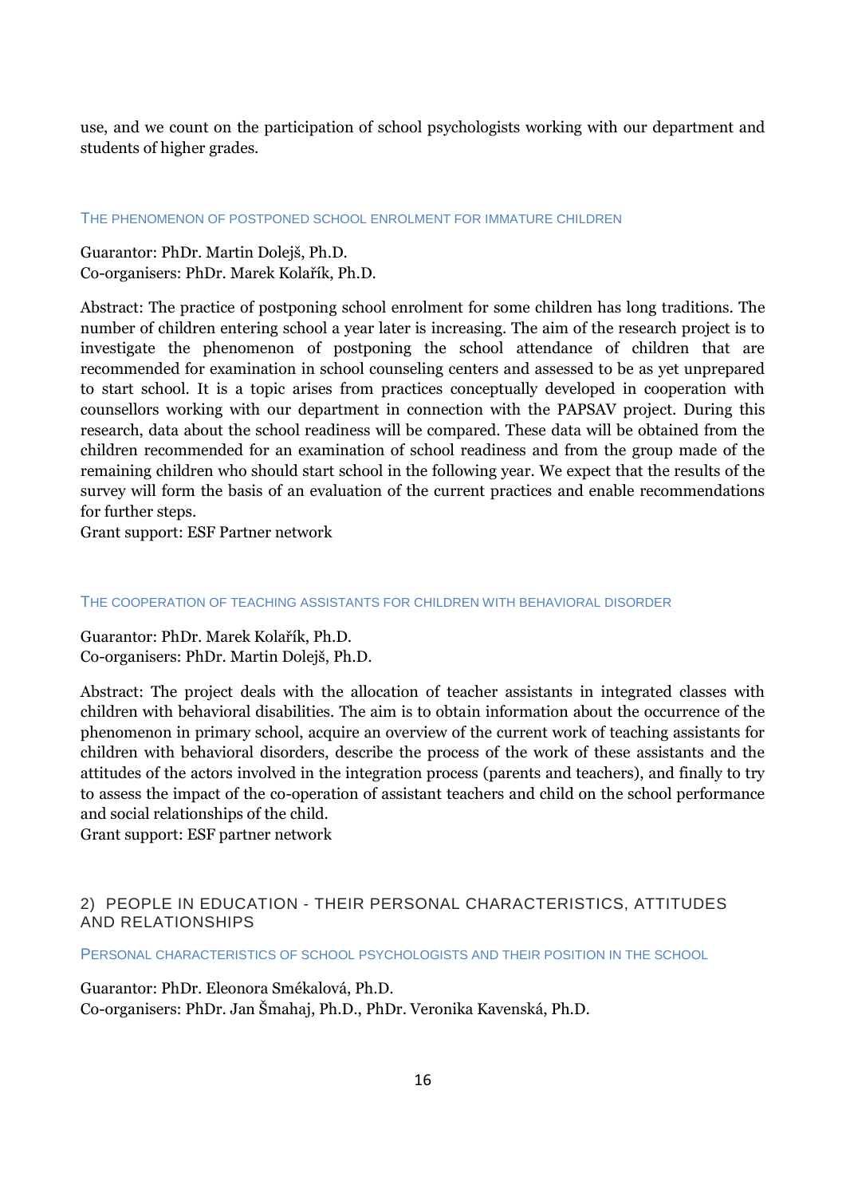use, and we count on the participation of school psychologists working with our department and students of higher grades.

### THE PHENOMENON OF POSTPONED SCHOOL ENROLMENT FOR IMMATURE CHILDREN

Guarantor: PhDr. Martin Dolejš, Ph.D.
Co-organisers: PhDr. Marek Kolařík, Ph.D.

Abstract: The practice of postponing school enrolment for some children has long traditions. The number of children entering school a year later is increasing. The aim of the research project is to investigate the phenomenon of postponing the school attendance of children that are recommended for examination in school counseling centers and assessed to be as yet unprepared to start school. It is a topic arises from practices conceptually developed in cooperation with counsellors working with our department in connection with the PAPSAV project. During this research, data about the school readiness will be compared. These data will be obtained from the children recommended for an examination of school readiness and from the group made of the remaining children who should start school in the following year. We expect that the results of the survey will form the basis of an evaluation of the current practices and enable recommendations for further steps.
Grant support: ESF Partner network

### THE COOPERATION OF TEACHING ASSISTANTS FOR CHILDREN WITH BEHAVIORAL DISORDER

Guarantor: PhDr. Marek Kolařík, Ph.D.
Co-organisers: PhDr. Martin Dolejš, Ph.D.

Abstract: The project deals with the allocation of teacher assistants in integrated classes with children with behavioral disabilities. The aim is to obtain information about the occurrence of the phenomenon in primary school, acquire an overview of the current work of teaching assistants for children with behavioral disorders, describe the process of the work of these assistants and the attitudes of the actors involved in the integration process (parents and teachers), and finally to try to assess the impact of the co-operation of assistant teachers and child on the school performance and social relationships of the child.
Grant support: ESF partner network

## 2) PEOPLE IN EDUCATION - THEIR PERSONAL CHARACTERISTICS, ATTITUDES AND RELATIONSHIPS

### PERSONAL CHARACTERISTICS OF SCHOOL PSYCHOLOGISTS AND THEIR POSITION IN THE SCHOOL

Guarantor: PhDr. Eleonora Smékalová, Ph.D.
Co-organisers: PhDr. Jan Šmahaj, Ph.D., PhDr. Veronika Kavenská, Ph.D.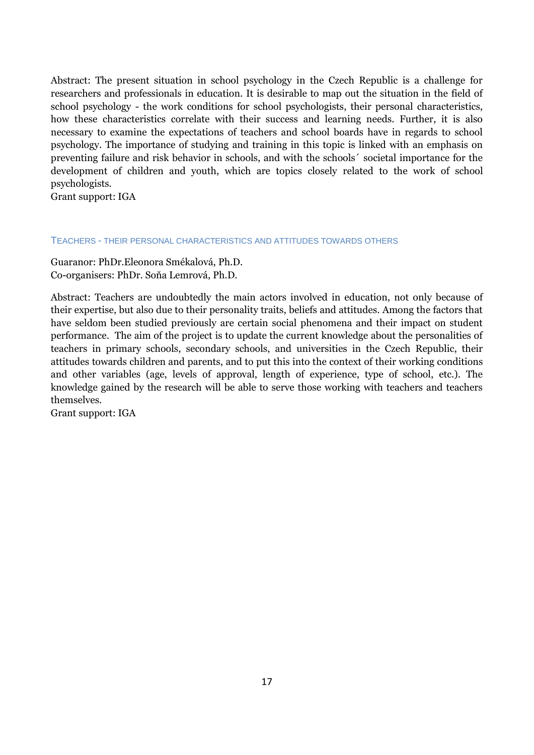Abstract: The present situation in school psychology in the Czech Republic is a challenge for researchers and professionals in education. It is desirable to map out the situation in the field of school psychology - the work conditions for school psychologists, their personal characteristics, how these characteristics correlate with their success and learning needs. Further, it is also necessary to examine the expectations of teachers and school boards have in regards to school psychology. The importance of studying and training in this topic is linked with an emphasis on preventing failure and risk behavior in schools, and with the schools´ societal importance for the development of children and youth, which are topics closely related to the work of school psychologists.
Grant support: IGA

### TEACHERS - THEIR PERSONAL CHARACTERISTICS AND ATTITUDES TOWARDS OTHERS

Guaranor: PhDr.Eleonora Smékalová, Ph.D.
Co-organisers: PhDr. Soňa Lemrová, Ph.D.

Abstract: Teachers are undoubtedly the main actors involved in education, not only because of their expertise, but also due to their personality traits, beliefs and attitudes. Among the factors that have seldom been studied previously are certain social phenomena and their impact on student performance. The aim of the project is to update the current knowledge about the personalities of teachers in primary schools, secondary schools, and universities in the Czech Republic, their attitudes towards children and parents, and to put this into the context of their working conditions and other variables (age, levels of approval, length of experience, type of school, etc.). The knowledge gained by the research will be able to serve those working with teachers and teachers themselves.
Grant support: IGA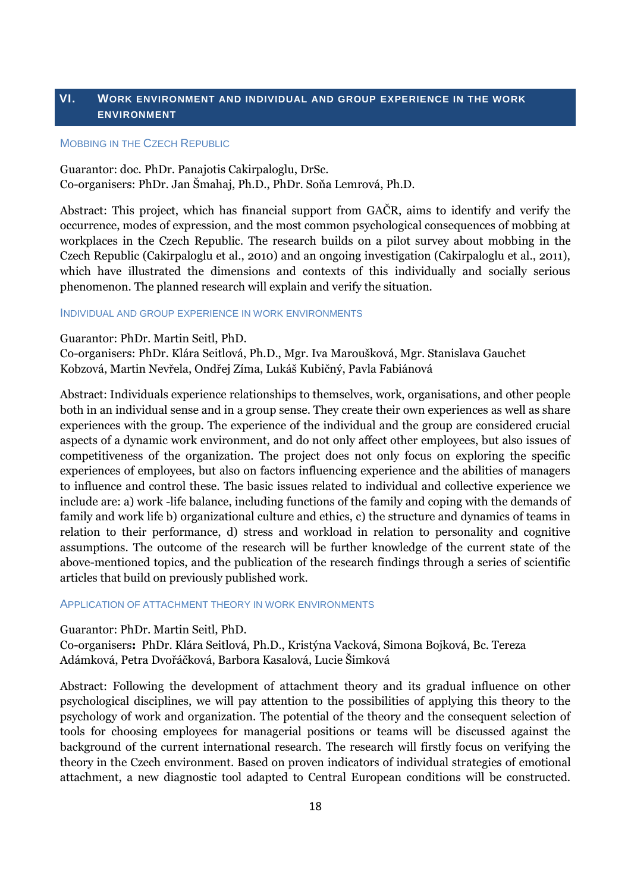## VI. Work environment and individual and group experience in the work environment

### Mobbing in the Czech Republic

Guarantor: doc. PhDr. Panajotis Cakirpaloglu, DrSc.
Co-organisers: PhDr. Jan Šmahaj, Ph.D., PhDr. Soňa Lemrová, Ph.D.

Abstract: This project, which has financial support from GAČR, aims to identify and verify the occurrence, modes of expression, and the most common psychological consequences of mobbing at workplaces in the Czech Republic. The research builds on a pilot survey about mobbing in the Czech Republic (Cakirpaloglu et al., 2010) and an ongoing investigation (Cakirpaloglu et al., 2011), which have illustrated the dimensions and contexts of this individually and socially serious phenomenon. The planned research will explain and verify the situation.

### Individual and group experience in work environments

Guarantor: PhDr. Martin Seitl, PhD.
Co-organisers: PhDr. Klára Seitlová, Ph.D., Mgr. Iva Maroušková, Mgr. Stanislava Gauchet Kobzová, Martin Nevřela, Ondřej Zíma, Lukáš Kubičný, Pavla Fabiánová

Abstract: Individuals experience relationships to themselves, work, organisations, and other people both in an individual sense and in a group sense. They create their own experiences as well as share experiences with the group. The experience of the individual and the group are considered crucial aspects of a dynamic work environment, and do not only affect other employees, but also issues of competitiveness of the organization. The project does not only focus on exploring the specific experiences of employees, but also on factors influencing experience and the abilities of managers to influence and control these. The basic issues related to individual and collective experience we include are: a) work -life balance, including functions of the family and coping with the demands of family and work life b) organizational culture and ethics, c) the structure and dynamics of teams in relation to their performance, d) stress and workload in relation to personality and cognitive assumptions. The outcome of the research will be further knowledge of the current state of the above-mentioned topics, and the publication of the research findings through a series of scientific articles that build on previously published work.

### Application of attachment theory in work environments

Guarantor: PhDr. Martin Seitl, PhD.
Co-organisers**:** PhDr. Klára Seitlová, Ph.D., Kristýna Vacková, Simona Bojková, Bc. Tereza Adámková, Petra Dvořáčková, Barbora Kasalová, Lucie Šimková

Abstract: Following the development of attachment theory and its gradual influence on other psychological disciplines, we will pay attention to the possibilities of applying this theory to the psychology of work and organization. The potential of the theory and the consequent selection of tools for choosing employees for managerial positions or teams will be discussed against the background of the current international research. The research will firstly focus on verifying the theory in the Czech environment. Based on proven indicators of individual strategies of emotional attachment, a new diagnostic tool adapted to Central European conditions will be constructed.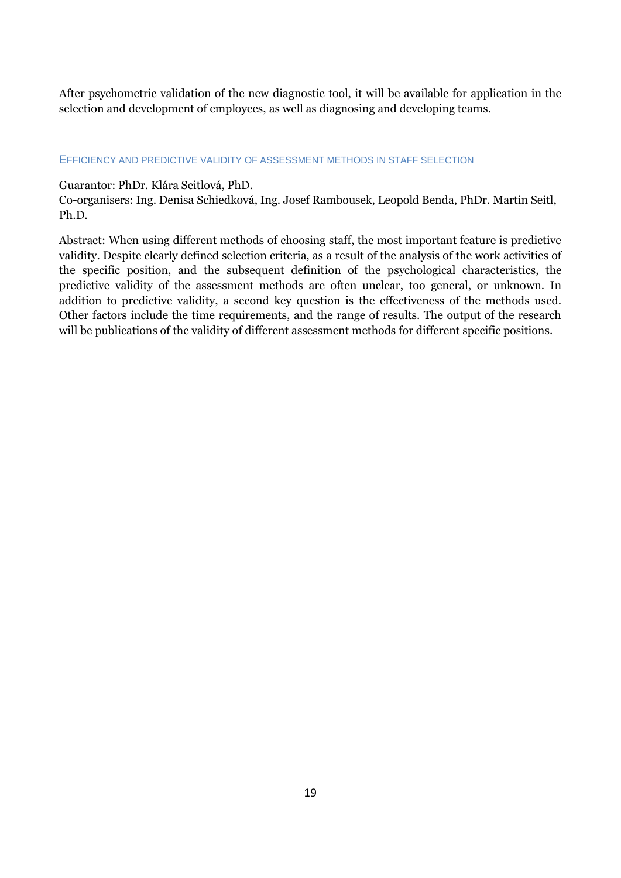After psychometric validation of the new diagnostic tool, it will be available for application in the selection and development of employees, as well as diagnosing and developing teams.

### EFFICIENCY AND PREDICTIVE VALIDITY OF ASSESSMENT METHODS IN STAFF SELECTION

Guarantor: PhDr. Klára Seitlová, PhD.
Co-organisers: Ing. Denisa Schiedková, Ing. Josef Rambousek, Leopold Benda, PhDr. Martin Seitl, Ph.D.

Abstract: When using different methods of choosing staff, the most important feature is predictive validity. Despite clearly defined selection criteria, as a result of the analysis of the work activities of the specific position, and the subsequent definition of the psychological characteristics, the predictive validity of the assessment methods are often unclear, too general, or unknown. In addition to predictive validity, a second key question is the effectiveness of the methods used. Other factors include the time requirements, and the range of results. The output of the research will be publications of the validity of different assessment methods for different specific positions.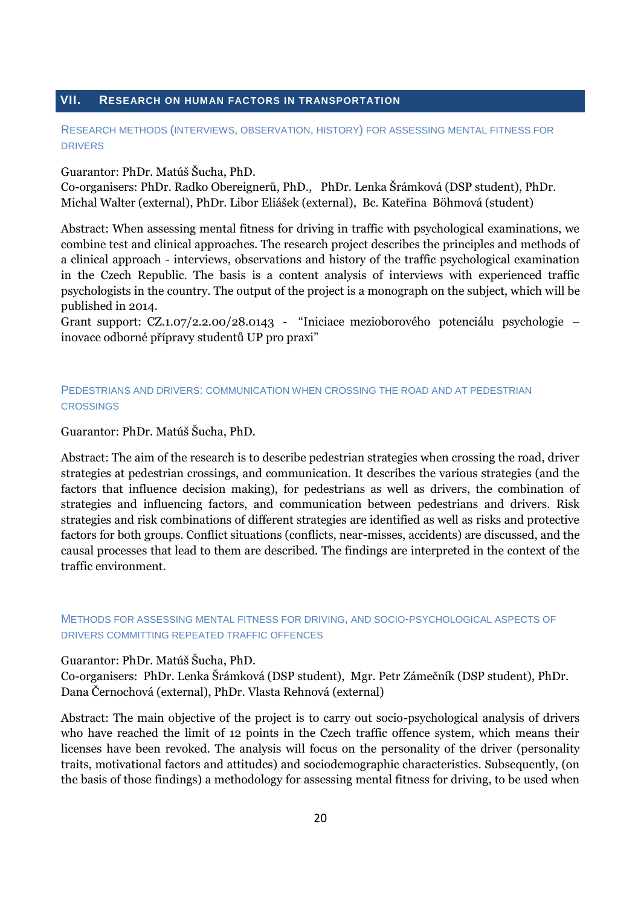## VII. Research on human factors in transportation

### Research methods (interviews, observation, history) for assessing mental fitness for drivers

Guarantor: PhDr. Matúš Šucha, PhD.
Co-organisers: PhDr. Radko Obereignerů, PhD., PhDr. Lenka Šrámková (DSP student), PhDr. Michal Walter (external), PhDr. Libor Eliášek (external), Bc. Kateřina Böhmová (student)

Abstract: When assessing mental fitness for driving in traffic with psychological examinations, we combine test and clinical approaches. The research project describes the principles and methods of a clinical approach - interviews, observations and history of the traffic psychological examination in the Czech Republic. The basis is a content analysis of interviews with experienced traffic psychologists in the country. The output of the project is a monograph on the subject, which will be published in 2014.
Grant support: CZ.1.07/2.2.00/28.0143 - "Iniciace mezioborového potenciálu psychologie – inovace odborné přípravy studentů UP pro praxi"

### Pedestrians and drivers: communication when crossing the road and at pedestrian crossings

Guarantor: PhDr. Matúš Šucha, PhD.

Abstract: The aim of the research is to describe pedestrian strategies when crossing the road, driver strategies at pedestrian crossings, and communication. It describes the various strategies (and the factors that influence decision making), for pedestrians as well as drivers, the combination of strategies and influencing factors, and communication between pedestrians and drivers. Risk strategies and risk combinations of different strategies are identified as well as risks and protective factors for both groups. Conflict situations (conflicts, near-misses, accidents) are discussed, and the causal processes that lead to them are described. The findings are interpreted in the context of the traffic environment.

### Methods for assessing mental fitness for driving, and socio-psychological aspects of drivers committing repeated traffic offences

Guarantor: PhDr. Matúš Šucha, PhD.
Co-organisers: PhDr. Lenka Šrámková (DSP student), Mgr. Petr Zámečník (DSP student), PhDr. Dana Černochová (external), PhDr. Vlasta Rehnová (external)

Abstract: The main objective of the project is to carry out socio-psychological analysis of drivers who have reached the limit of 12 points in the Czech traffic offence system, which means their licenses have been revoked. The analysis will focus on the personality of the driver (personality traits, motivational factors and attitudes) and sociodemographic characteristics. Subsequently, (on the basis of those findings) a methodology for assessing mental fitness for driving, to be used when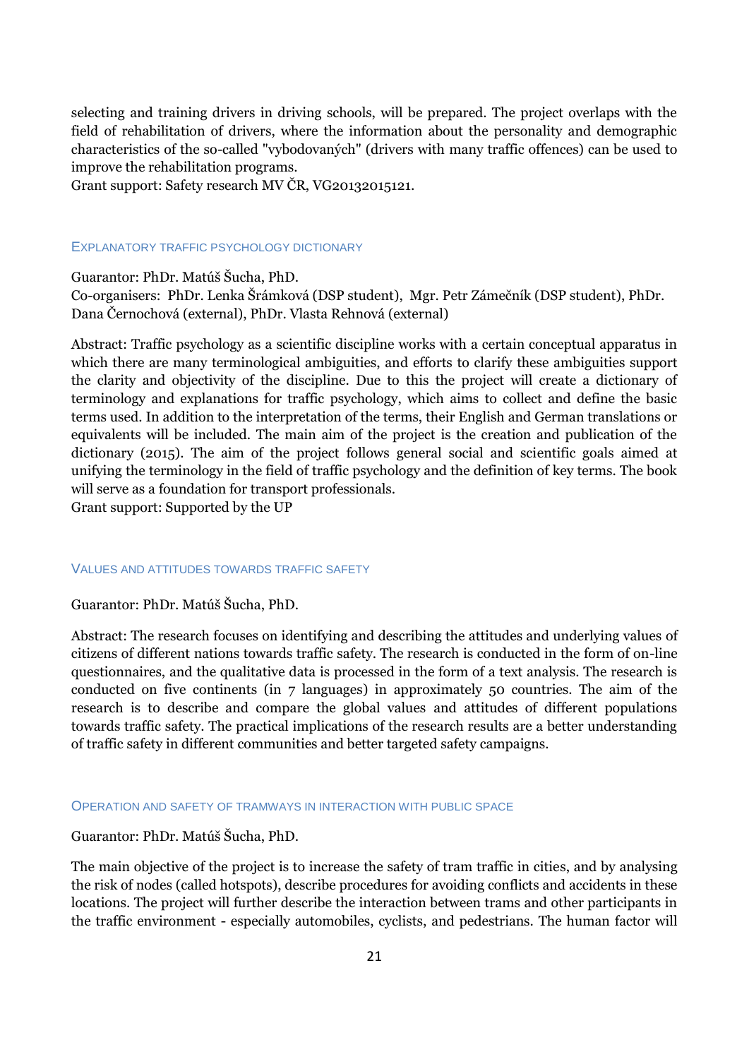selecting and training drivers in driving schools, will be prepared. The project overlaps with the field of rehabilitation of drivers, where the information about the personality and demographic characteristics of the so-called "vybodovaných" (drivers with many traffic offences) can be used to improve the rehabilitation programs.
Grant support: Safety research MV ČR, VG20132015121.

### EXPLANATORY TRAFFIC PSYCHOLOGY DICTIONARY

Guarantor: PhDr. Matúš Šucha, PhD.
Co-organisers: PhDr. Lenka Šrámková (DSP student), Mgr. Petr Zámečník (DSP student), PhDr. Dana Černochová (external), PhDr. Vlasta Rehnová (external)

Abstract: Traffic psychology as a scientific discipline works with a certain conceptual apparatus in which there are many terminological ambiguities, and efforts to clarify these ambiguities support the clarity and objectivity of the discipline. Due to this the project will create a dictionary of terminology and explanations for traffic psychology, which aims to collect and define the basic terms used. In addition to the interpretation of the terms, their English and German translations or equivalents will be included. The main aim of the project is the creation and publication of the dictionary (2015). The aim of the project follows general social and scientific goals aimed at unifying the terminology in the field of traffic psychology and the definition of key terms. The book will serve as a foundation for transport professionals.
Grant support: Supported by the UP

### VALUES AND ATTITUDES TOWARDS TRAFFIC SAFETY

Guarantor: PhDr. Matúš Šucha, PhD.

Abstract: The research focuses on identifying and describing the attitudes and underlying values of citizens of different nations towards traffic safety. The research is conducted in the form of on-line questionnaires, and the qualitative data is processed in the form of a text analysis. The research is conducted on five continents (in 7 languages) in approximately 50 countries. The aim of the research is to describe and compare the global values and attitudes of different populations towards traffic safety. The practical implications of the research results are a better understanding of traffic safety in different communities and better targeted safety campaigns.

### OPERATION AND SAFETY OF TRAMWAYS IN INTERACTION WITH PUBLIC SPACE

Guarantor: PhDr. Matúš Šucha, PhD.

The main objective of the project is to increase the safety of tram traffic in cities, and by analysing the risk of nodes (called hotspots), describe procedures for avoiding conflicts and accidents in these locations. The project will further describe the interaction between trams and other participants in the traffic environment - especially automobiles, cyclists, and pedestrians. The human factor will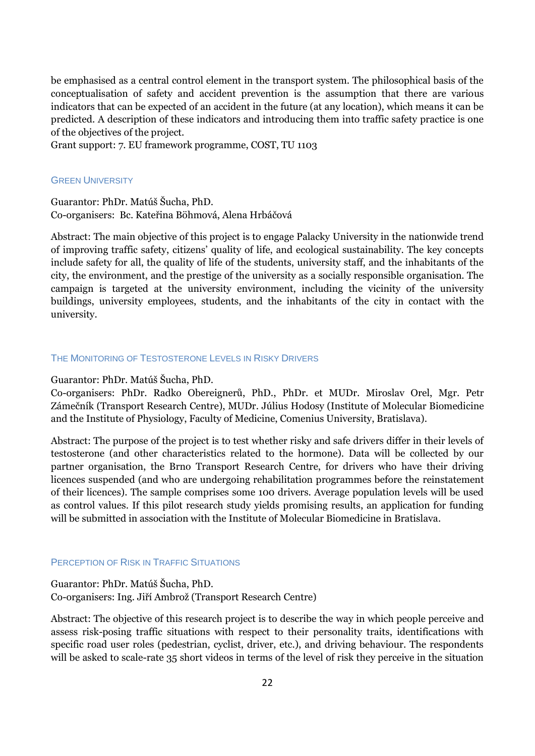be emphasised as a central control element in the transport system. The philosophical basis of the conceptualisation of safety and accident prevention is the assumption that there are various indicators that can be expected of an accident in the future (at any location), which means it can be predicted. A description of these indicators and introducing them into traffic safety practice is one of the objectives of the project.
Grant support: 7. EU framework programme, COST, TU 1103

### Green University

Guarantor: PhDr. Matúš Šucha, PhD.
Co-organisers: Bc. Kateřina Böhmová, Alena Hrbáčová

Abstract: The main objective of this project is to engage Palacky University in the nationwide trend of improving traffic safety, citizens' quality of life, and ecological sustainability. The key concepts include safety for all, the quality of life of the students, university staff, and the inhabitants of the city, the environment, and the prestige of the university as a socially responsible organisation. The campaign is targeted at the university environment, including the vicinity of the university buildings, university employees, students, and the inhabitants of the city in contact with the university.

### The Monitoring of Testosterone Levels in Risky Drivers

Guarantor: PhDr. Matúš Šucha, PhD.
Co-organisers: PhDr. Radko Obereignerů, PhD., PhDr. et MUDr. Miroslav Orel, Mgr. Petr Zámečník (Transport Research Centre), MUDr. Július Hodosy (Institute of Molecular Biomedicine and the Institute of Physiology, Faculty of Medicine, Comenius University, Bratislava).

Abstract: The purpose of the project is to test whether risky and safe drivers differ in their levels of testosterone (and other characteristics related to the hormone). Data will be collected by our partner organisation, the Brno Transport Research Centre, for drivers who have their driving licences suspended (and who are undergoing rehabilitation programmes before the reinstatement of their licences). The sample comprises some 100 drivers. Average population levels will be used as control values. If this pilot research study yields promising results, an application for funding will be submitted in association with the Institute of Molecular Biomedicine in Bratislava.

### Perception of Risk in Traffic Situations

Guarantor: PhDr. Matúš Šucha, PhD.
Co-organisers: Ing. Jiří Ambrož (Transport Research Centre)

Abstract: The objective of this research project is to describe the way in which people perceive and assess risk-posing traffic situations with respect to their personality traits, identifications with specific road user roles (pedestrian, cyclist, driver, etc.), and driving behaviour. The respondents will be asked to scale-rate 35 short videos in terms of the level of risk they perceive in the situation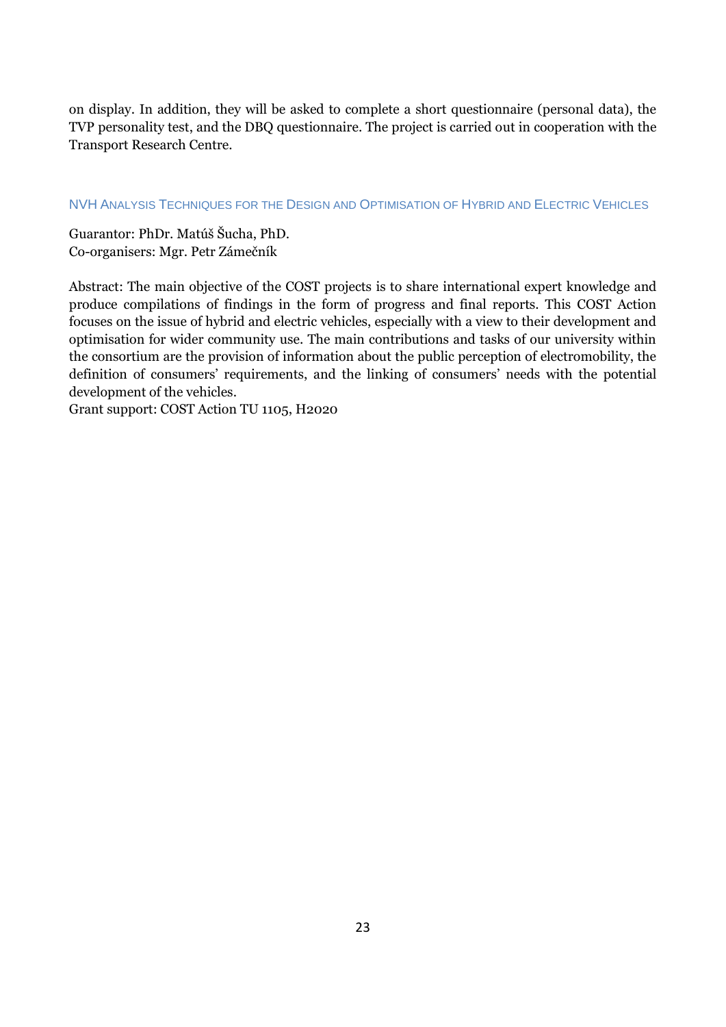on display. In addition, they will be asked to complete a short questionnaire (personal data), the TVP personality test, and the DBQ questionnaire. The project is carried out in cooperation with the Transport Research Centre.

### NVH Analysis Techniques for the Design and Optimisation of Hybrid and Electric Vehicles

Guarantor: PhDr. Matúš Šucha, PhD.
Co-organisers: Mgr. Petr Zámečník

Abstract: The main objective of the COST projects is to share international expert knowledge and produce compilations of findings in the form of progress and final reports. This COST Action focuses on the issue of hybrid and electric vehicles, especially with a view to their development and optimisation for wider community use. The main contributions and tasks of our university within the consortium are the provision of information about the public perception of electromobility, the definition of consumers' requirements, and the linking of consumers' needs with the potential development of the vehicles.
Grant support: COST Action TU 1105, H2020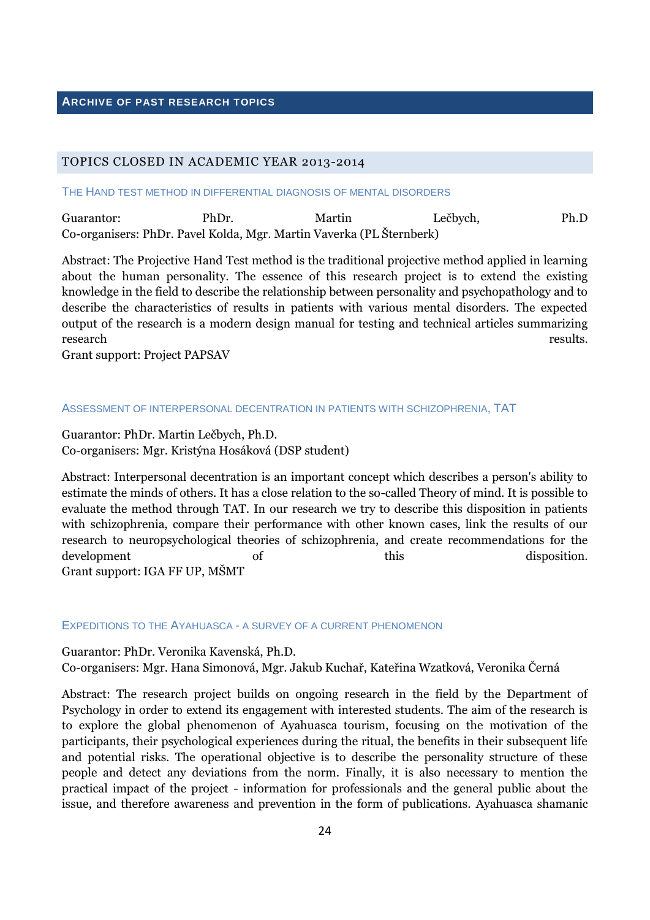# Archive of past research topics

## Topics closed in academic year 2013-2014

### The Hand test method in differential diagnosis of mental disorders

Guarantor: PhDr. Martin Lečbych, Ph.D
Co-organisers: PhDr. Pavel Kolda, Mgr. Martin Vaverka (PL Šternberk)

Abstract: The Projective Hand Test method is the traditional projective method applied in learning about the human personality. The essence of this research project is to extend the existing knowledge in the field to describe the relationship between personality and psychopathology and to describe the characteristics of results in patients with various mental disorders. The expected output of the research is a modern design manual for testing and technical articles summarizing research results.
Grant support: Project PAPSAV

### Assessment of interpersonal decentration in patients with schizophrenia, TAT

Guarantor: PhDr. Martin Lečbych, Ph.D.
Co-organisers: Mgr. Kristýna Hosáková (DSP student)

Abstract: Interpersonal decentration is an important concept which describes a person's ability to estimate the minds of others. It has a close relation to the so-called Theory of mind. It is possible to evaluate the method through TAT. In our research we try to describe this disposition in patients with schizophrenia, compare their performance with other known cases, link the results of our research to neuropsychological theories of schizophrenia, and create recommendations for the development of this disposition.
Grant support: IGA FF UP, MŠMT

### Expeditions to the Ayahuasca - a survey of a current phenomenon

Guarantor: PhDr. Veronika Kavenská, Ph.D.
Co-organisers: Mgr. Hana Simonová, Mgr. Jakub Kuchař, Kateřina Wzatková, Veronika Černá

Abstract: The research project builds on ongoing research in the field by the Department of Psychology in order to extend its engagement with interested students. The aim of the research is to explore the global phenomenon of Ayahuasca tourism, focusing on the motivation of the participants, their psychological experiences during the ritual, the benefits in their subsequent life and potential risks. The operational objective is to describe the personality structure of these people and detect any deviations from the norm. Finally, it is also necessary to mention the practical impact of the project - information for professionals and the general public about the issue, and therefore awareness and prevention in the form of publications. Ayahuasca shamanic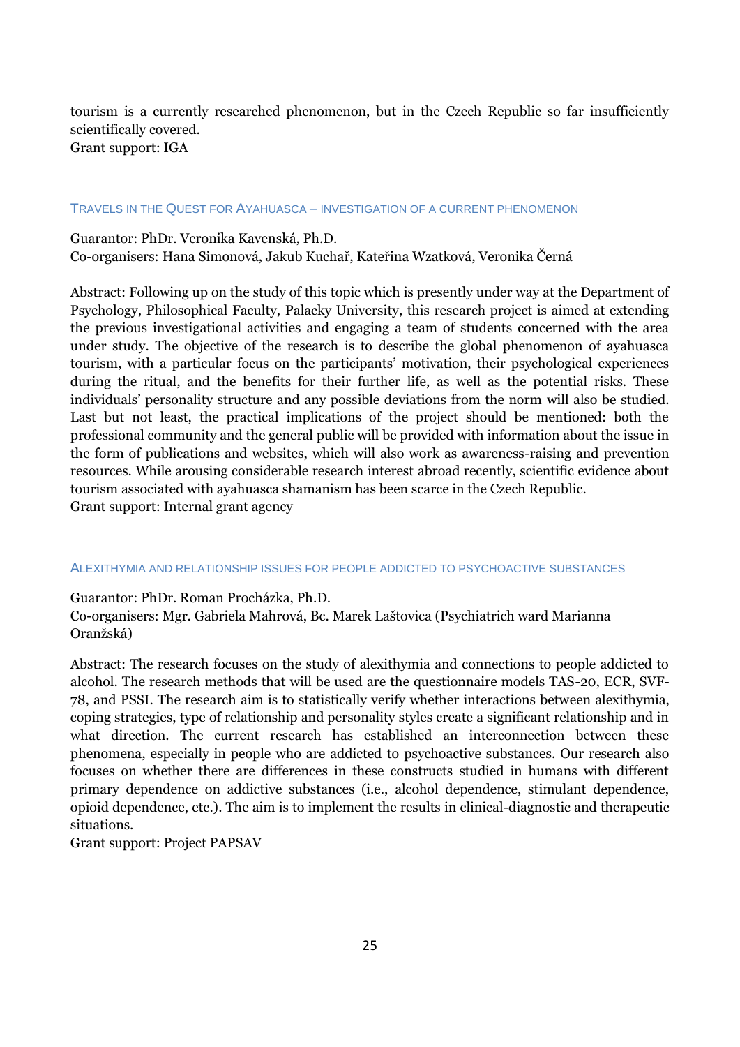tourism is a currently researched phenomenon, but in the Czech Republic so far insufficiently scientifically covered.
Grant support: IGA

### TRAVELS IN THE QUEST FOR AYAHUASCA – INVESTIGATION OF A CURRENT PHENOMENON

Guarantor: PhDr. Veronika Kavenská, Ph.D.
Co-organisers: Hana Simonová, Jakub Kuchař, Kateřina Wzatková, Veronika Černá

Abstract: Following up on the study of this topic which is presently under way at the Department of Psychology, Philosophical Faculty, Palacky University, this research project is aimed at extending the previous investigational activities and engaging a team of students concerned with the area under study. The objective of the research is to describe the global phenomenon of ayahuasca tourism, with a particular focus on the participants' motivation, their psychological experiences during the ritual, and the benefits for their further life, as well as the potential risks. These individuals' personality structure and any possible deviations from the norm will also be studied. Last but not least, the practical implications of the project should be mentioned: both the professional community and the general public will be provided with information about the issue in the form of publications and websites, which will also work as awareness-raising and prevention resources. While arousing considerable research interest abroad recently, scientific evidence about tourism associated with ayahuasca shamanism has been scarce in the Czech Republic.
Grant support: Internal grant agency

### ALEXITHYMIA AND RELATIONSHIP ISSUES FOR PEOPLE ADDICTED TO PSYCHOACTIVE SUBSTANCES

Guarantor: PhDr. Roman Procházka, Ph.D.
Co-organisers: Mgr. Gabriela Mahrová, Bc. Marek Laštovica (Psychiatrich ward Marianna Oranžská)

Abstract: The research focuses on the study of alexithymia and connections to people addicted to alcohol. The research methods that will be used are the questionnaire models TAS-20, ECR, SVF-78, and PSSI. The research aim is to statistically verify whether interactions between alexithymia, coping strategies, type of relationship and personality styles create a significant relationship and in what direction. The current research has established an interconnection between these phenomena, especially in people who are addicted to psychoactive substances. Our research also focuses on whether there are differences in these constructs studied in humans with different primary dependence on addictive substances (i.e., alcohol dependence, stimulant dependence, opioid dependence, etc.). The aim is to implement the results in clinical-diagnostic and therapeutic situations.
Grant support: Project PAPSAV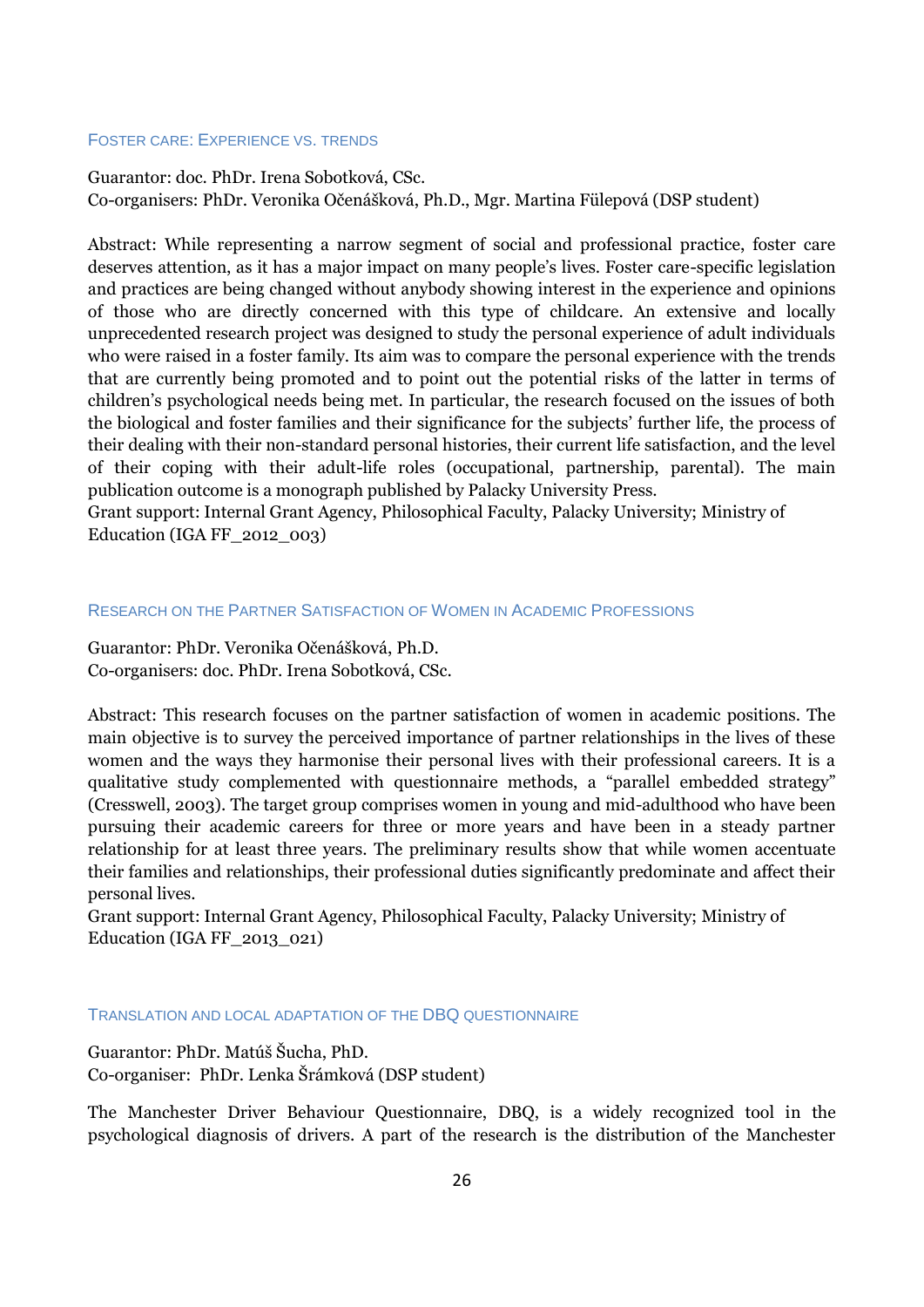### Foster care: Experience vs. trends

Guarantor: doc. PhDr. Irena Sobotková, CSc.
Co-organisers: PhDr. Veronika Očenášková, Ph.D., Mgr. Martina Fülepová (DSP student)

Abstract: While representing a narrow segment of social and professional practice, foster care deserves attention, as it has a major impact on many people's lives. Foster care-specific legislation and practices are being changed without anybody showing interest in the experience and opinions of those who are directly concerned with this type of childcare. An extensive and locally unprecedented research project was designed to study the personal experience of adult individuals who were raised in a foster family. Its aim was to compare the personal experience with the trends that are currently being promoted and to point out the potential risks of the latter in terms of children's psychological needs being met. In particular, the research focused on the issues of both the biological and foster families and their significance for the subjects' further life, the process of their dealing with their non-standard personal histories, their current life satisfaction, and the level of their coping with their adult-life roles (occupational, partnership, parental). The main publication outcome is a monograph published by Palacky University Press.
Grant support: Internal Grant Agency, Philosophical Faculty, Palacky University; Ministry of Education (IGA FF_2012_003)

### Research on the Partner Satisfaction of Women in Academic Professions

Guarantor: PhDr. Veronika Očenášková, Ph.D.
Co-organisers: doc. PhDr. Irena Sobotková, CSc.

Abstract: This research focuses on the partner satisfaction of women in academic positions. The main objective is to survey the perceived importance of partner relationships in the lives of these women and the ways they harmonise their personal lives with their professional careers. It is a qualitative study complemented with questionnaire methods, a "parallel embedded strategy" (Cresswell, 2003). The target group comprises women in young and mid-adulthood who have been pursuing their academic careers for three or more years and have been in a steady partner relationship for at least three years. The preliminary results show that while women accentuate their families and relationships, their professional duties significantly predominate and affect their personal lives.
Grant support: Internal Grant Agency, Philosophical Faculty, Palacky University; Ministry of Education (IGA FF_2013_021)

### Translation and local adaptation of the DBQ questionnaire

Guarantor: PhDr. Matúš Šucha, PhD.
Co-organiser: PhDr. Lenka Šrámková (DSP student)

The Manchester Driver Behaviour Questionnaire, DBQ, is a widely recognized tool in the psychological diagnosis of drivers. A part of the research is the distribution of the Manchester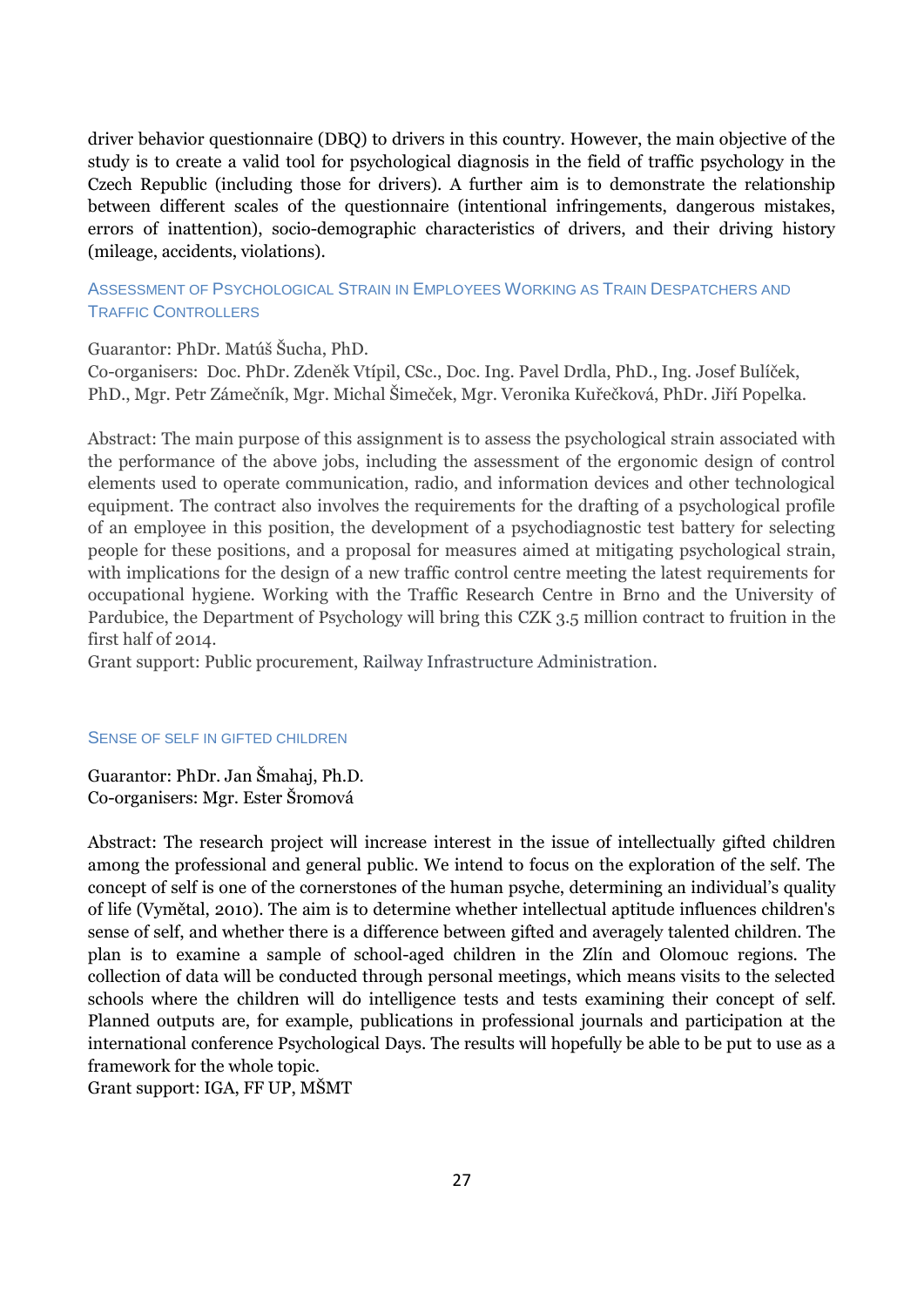driver behavior questionnaire (DBQ) to drivers in this country. However, the main objective of the study is to create a valid tool for psychological diagnosis in the field of traffic psychology in the Czech Republic (including those for drivers). A further aim is to demonstrate the relationship between different scales of the questionnaire (intentional infringements, dangerous mistakes, errors of inattention), socio-demographic characteristics of drivers, and their driving history (mileage, accidents, violations).

### Assessment of Psychological Strain in Employees Working as Train Despatchers and Traffic Controllers

Guarantor: PhDr. Matúš Šucha, PhD.
Co-organisers: Doc. PhDr. Zdeněk Vtípil, CSc., Doc. Ing. Pavel Drdla, PhD., Ing. Josef Bulíček, PhD., Mgr. Petr Zámečník, Mgr. Michal Šimeček, Mgr. Veronika Kuřečková, PhDr. Jiří Popelka.

Abstract: The main purpose of this assignment is to assess the psychological strain associated with the performance of the above jobs, including the assessment of the ergonomic design of control elements used to operate communication, radio, and information devices and other technological equipment. The contract also involves the requirements for the drafting of a psychological profile of an employee in this position, the development of a psychodiagnostic test battery for selecting people for these positions, and a proposal for measures aimed at mitigating psychological strain, with implications for the design of a new traffic control centre meeting the latest requirements for occupational hygiene. Working with the Traffic Research Centre in Brno and the University of Pardubice, the Department of Psychology will bring this CZK 3.5 million contract to fruition in the first half of 2014.
Grant support: Public procurement, Railway Infrastructure Administration.

### Sense of Self in Gifted Children

Guarantor: PhDr. Jan Šmahaj, Ph.D.
Co-organisers: Mgr. Ester Šromová

Abstract: The research project will increase interest in the issue of intellectually gifted children among the professional and general public. We intend to focus on the exploration of the self. The concept of self is one of the cornerstones of the human psyche, determining an individual's quality of life (Vymětal, 2010). The aim is to determine whether intellectual aptitude influences children's sense of self, and whether there is a difference between gifted and averagely talented children. The plan is to examine a sample of school-aged children in the Zlín and Olomouc regions. The collection of data will be conducted through personal meetings, which means visits to the selected schools where the children will do intelligence tests and tests examining their concept of self. Planned outputs are, for example, publications in professional journals and participation at the international conference Psychological Days. The results will hopefully be able to be put to use as a framework for the whole topic.
Grant support: IGA, FF UP, MŠMT